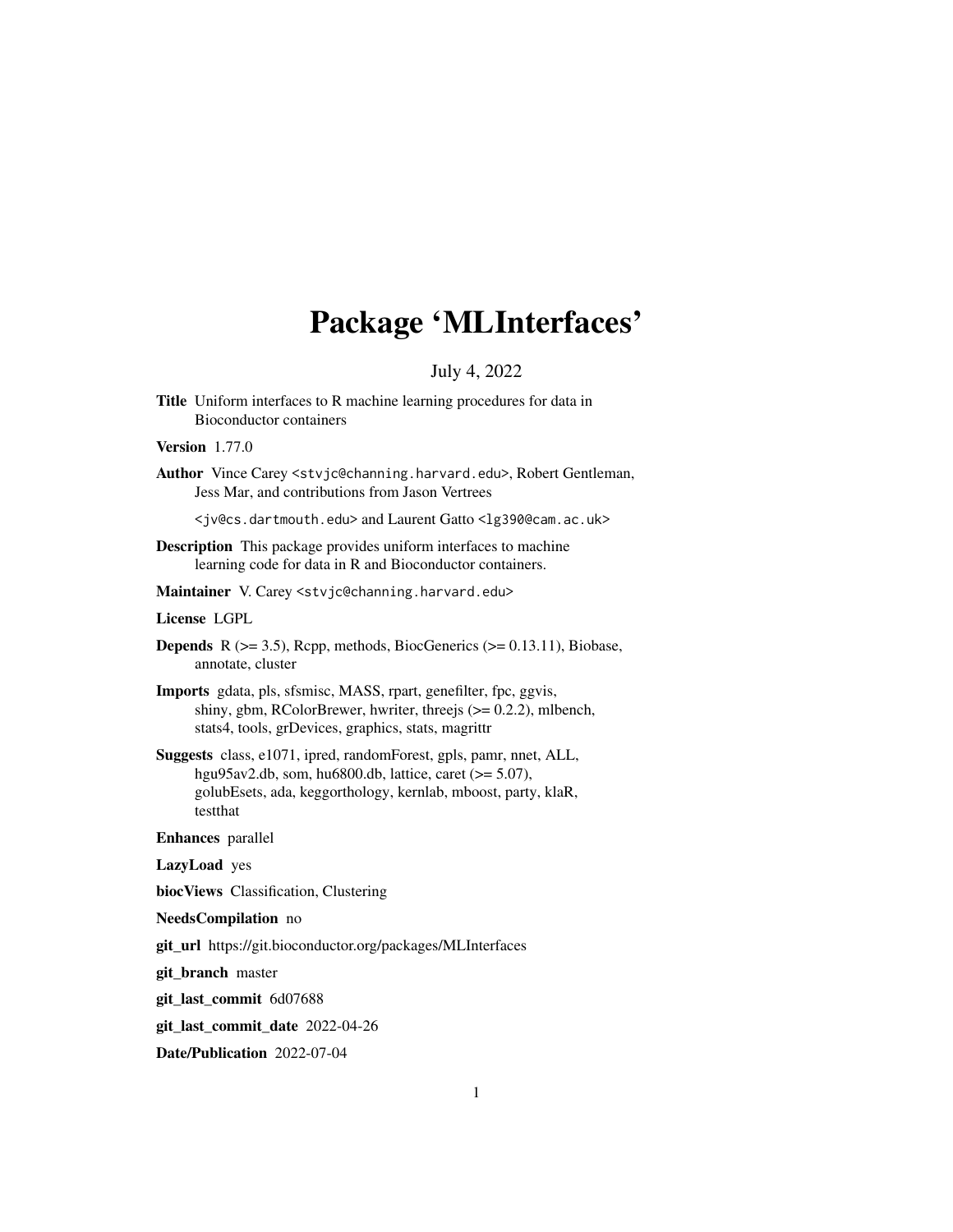# Package 'MLInterfaces'

July 4, 2022

**Title** Uniform interfaces to R machine learning procedures for data in Bioconductor containers

**Version** 1.77.0

**Author** Vince Carey <stvjc@channing.harvard.edu>, Robert Gentleman, Jess Mar, and contributions from Jason Vertrees

<jv@cs.dartmouth.edu> and Laurent Gatto <lg390@cam.ac.uk>

**Description** This package provides uniform interfaces to machine learning code for data in R and Bioconductor containers.

**Maintainer** V. Carey <stvjc@channing.harvard.edu>

**License** LGPL

**Depends** R (>= 3.5), Rcpp, methods, BiocGenerics (>= 0.13.11), Biobase, annotate, cluster

**Imports** gdata, pls, sfsmisc, MASS, rpart, genefilter, fpc, ggvis, shiny, gbm, RColorBrewer, hwriter, threejs (>= 0.2.2), mlbench, stats4, tools, grDevices, graphics, stats, magrittr

**Suggests** class, e1071, ipred, randomForest, gpls, pamr, nnet, ALL, hgu95av2.db, som, hu6800.db, lattice, caret (>= 5.07), golubEsets, ada, keggorthology, kernlab, mboost, party, klaR, testthat

**Enhances** parallel

**LazyLoad** yes

**biocViews** Classification, Clustering

**NeedsCompilation** no

**git_url** https://git.bioconductor.org/packages/MLInterfaces

**git_branch** master

**git_last_commit** 6d07688

**git_last_commit_date** 2022-04-26

**Date/Publication** 2022-07-04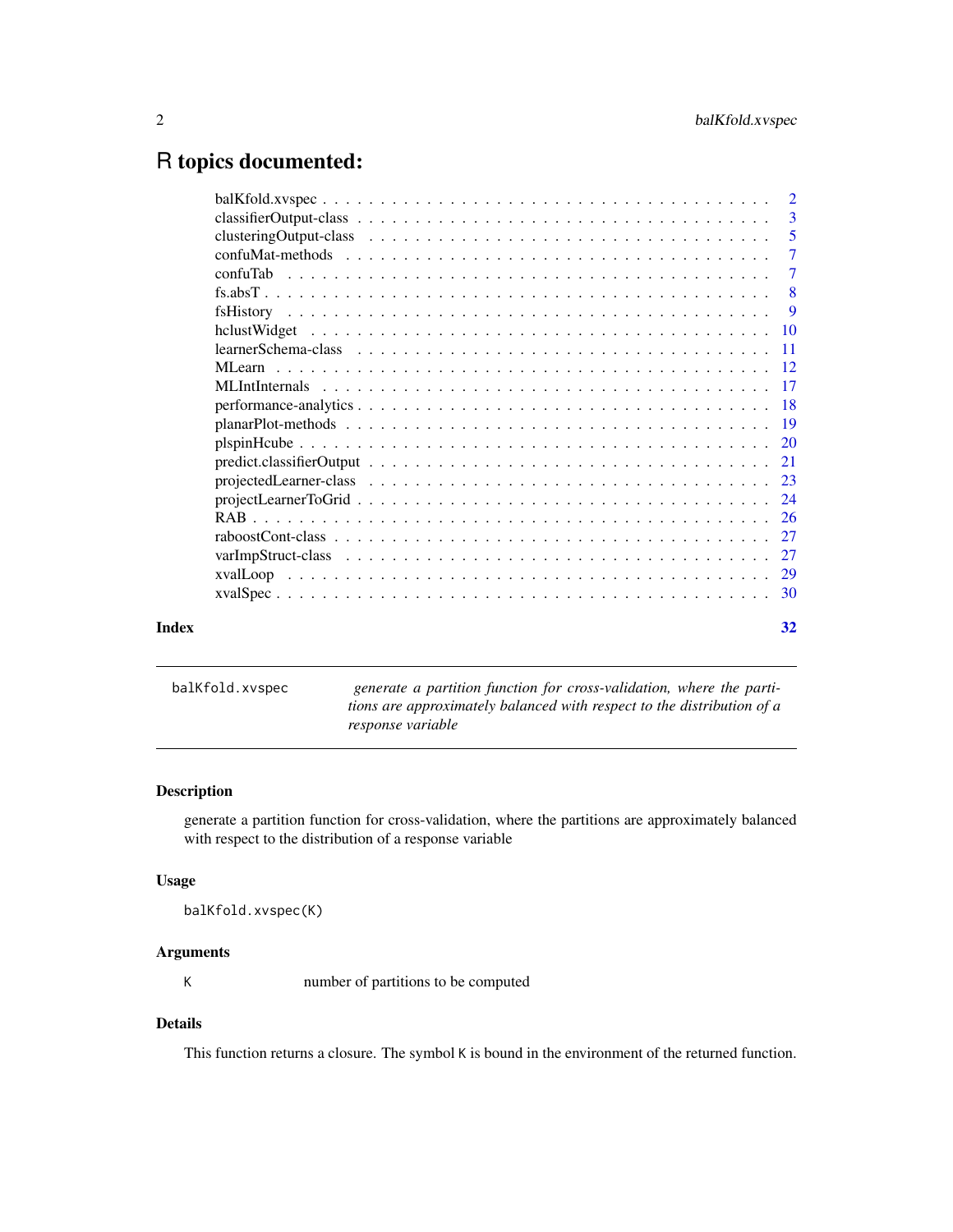# R topics documented:

| | |
|---|---|
| balKfold.xvspec | 2 |
| classifierOutput-class | 3 |
| clusteringOutput-class | 5 |
| confuMat-methods | 7 |
| confuTab | 7 |
| fs.absT | 8 |
| fsHistory | 9 |
| hclustWidget | 10 |
| learnerSchema-class | 11 |
| MLearn | 12 |
| MLIntInternals | 17 |
| performance-analytics | 18 |
| planarPlot-methods | 19 |
| plspinHcube | 20 |
| predict.classifierOutput | 21 |
| projectedLearner-class | 23 |
| projectLearnerToGrid | 24 |
| RAB | 26 |
| raboostCont-class | 27 |
| varImpStruct-class | 27 |
| xvalLoop | 29 |
| xvalSpec | 30 |

**Index** 32

---

`balKfold.xvspec` *generate a partition function for cross-validation, where the partitions are approximately balanced with respect to the distribution of a response variable*

---

### Description

generate a partition function for cross-validation, where the partitions are approximately balanced with respect to the distribution of a response variable

### Usage

```
balKfold.xvspec(K)
```

### Arguments

| | |
|---|---|
| K | number of partitions to be computed |

### Details

This function returns a closure. The symbol K is bound in the environment of the returned function.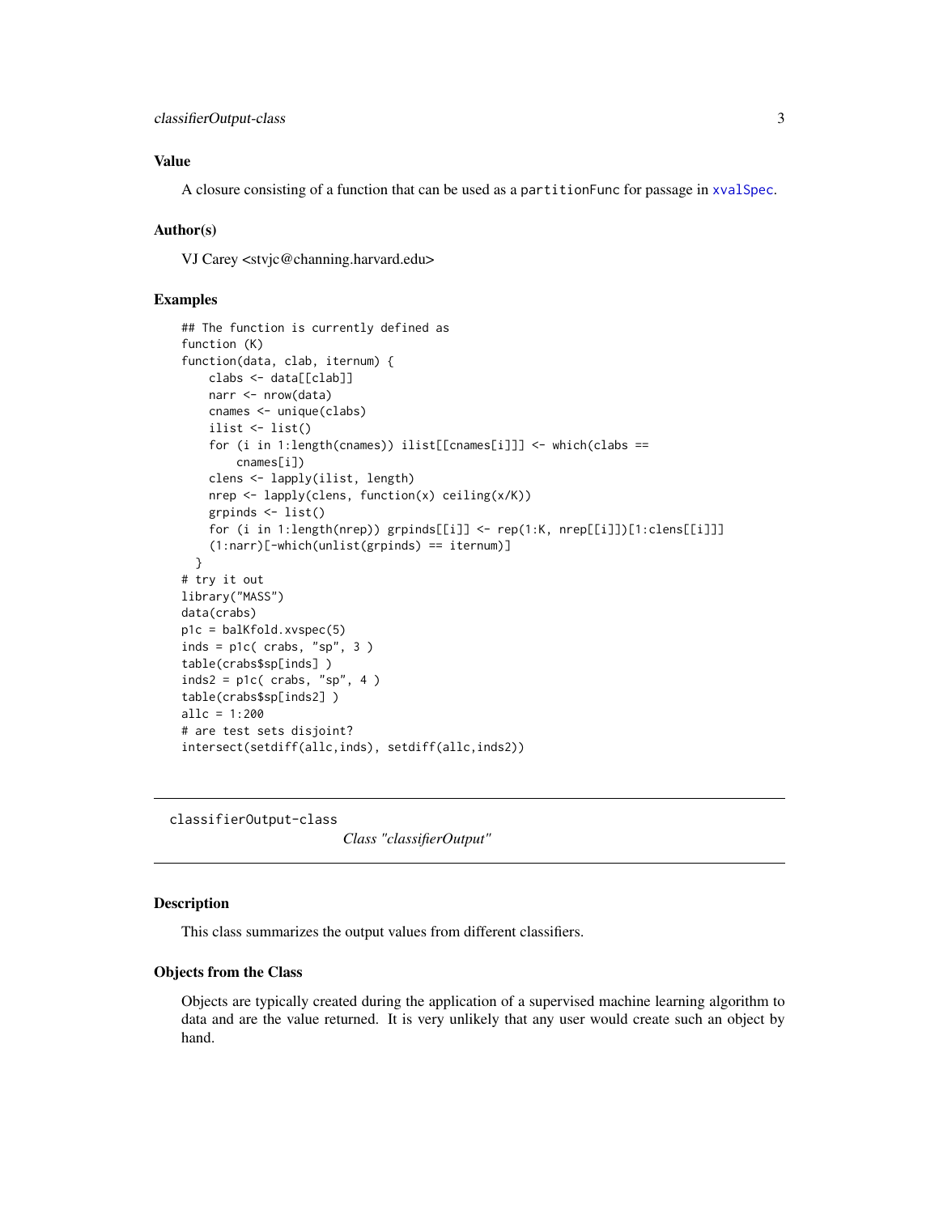## Value

A closure consisting of a function that can be used as a partitionFunc for passage in xvalSpec.

## Author(s)

VJ Carey <stvjc@channing.harvard.edu>

## Examples

```
## The function is currently defined as
function (K)
function(data, clab, iternum) {
    clabs <- data[[clab]]
    narr <- nrow(data)
    cnames <- unique(clabs)
    ilist <- list()
    for (i in 1:length(cnames)) ilist[[cnames[i]]] <- which(clabs ==
        cnames[i])
    clens <- lapply(ilist, length)
    nrep <- lapply(clens, function(x) ceiling(x/K))
    grpinds <- list()
    for (i in 1:length(nrep)) grpinds[[i]] <- rep(1:K, nrep[[i]])[1:clens[[i]]]
    (1:narr)[-which(unlist(grpinds) == iternum)]
  }
# try it out
library("MASS")
data(crabs)
p1c = balKfold.xvspec(5)
inds = p1c( crabs, "sp", 3 )
table(crabs$sp[inds] )
inds2 = p1c( crabs, "sp", 4 )
table(crabs$sp[inds2] )
allc = 1:200
# are test sets disjoint?
intersect(setdiff(allc,inds), setdiff(allc,inds2))
```

---

classifierOutput-class &nbsp;&nbsp;&nbsp; *Class "classifierOutput"*

---

## Description

This class summarizes the output values from different classifiers.

## Objects from the Class

Objects are typically created during the application of a supervised machine learning algorithm to data and are the value returned. It is very unlikely that any user would create such an object by hand.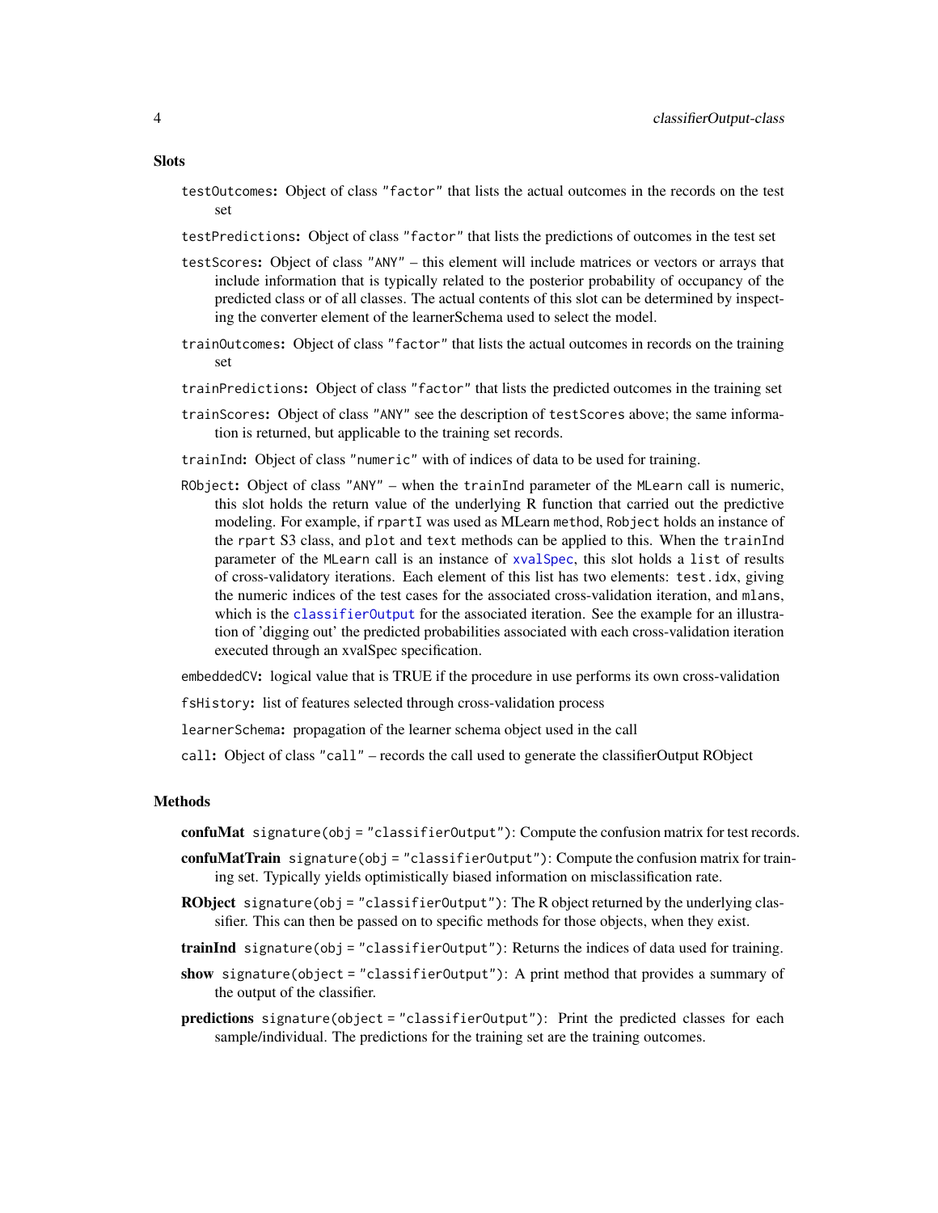## Slots

- `testOutcomes`: Object of class "factor" that lists the actual outcomes in the records on the test set
- `testPredictions`: Object of class "factor" that lists the predictions of outcomes in the test set
- `testScores`: Object of class "ANY" – this element will include matrices or vectors or arrays that include information that is typically related to the posterior probability of occupancy of the predicted class or of all classes. The actual contents of this slot can be determined by inspecting the converter element of the learnerSchema used to select the model.
- `trainOutcomes`: Object of class "factor" that lists the actual outcomes in records on the training set
- `trainPredictions`: Object of class "factor" that lists the predicted outcomes in the training set
- `trainScores`: Object of class "ANY" see the description of `testScores` above; the same information is returned, but applicable to the training set records.
- `trainInd`: Object of class "numeric" with of indices of data to be used for training.
- `RObject`: Object of class "ANY" – when the `trainInd` parameter of the `MLearn` call is numeric, this slot holds the return value of the underlying R function that carried out the predictive modeling. For example, if `rpartI` was used as MLearn `method`, `Robject` holds an instance of the `rpart` S3 class, and `plot` and `text` methods can be applied to this. When the `trainInd` parameter of the `MLearn` call is an instance of `xvalSpec`, this slot holds a `list` of results of cross-validatory iterations. Each element of this list has two elements: `test.idx`, giving the numeric indices of the test cases for the associated cross-validation iteration, and `mlans`, which is the `classifierOutput` for the associated iteration. See the example for an illustration of 'digging out' the predicted probabilities associated with each cross-validation iteration executed through an xvalSpec specification.
- `embeddedCV`: logical value that is TRUE if the procedure in use performs its own cross-validation
- `fsHistory`: list of features selected through cross-validation process
- `learnerSchema`: propagation of the learner schema object used in the call
- `call`: Object of class "call" – records the call used to generate the classifierOutput RObject

## Methods

- **confuMat** `signature(obj = "classifierOutput")`: Compute the confusion matrix for test records.
- **confuMatTrain** `signature(obj = "classifierOutput")`: Compute the confusion matrix for training set. Typically yields optimistically biased information on misclassification rate.
- **RObject** `signature(obj = "classifierOutput")`: The R object returned by the underlying classifier. This can then be passed on to specific methods for those objects, when they exist.
- **trainInd** `signature(obj = "classifierOutput")`: Returns the indices of data used for training.
- **show** `signature(object = "classifierOutput")`: A print method that provides a summary of the output of the classifier.
- **predictions** `signature(object = "classifierOutput")`: Print the predicted classes for each sample/individual. The predictions for the training set are the training outcomes.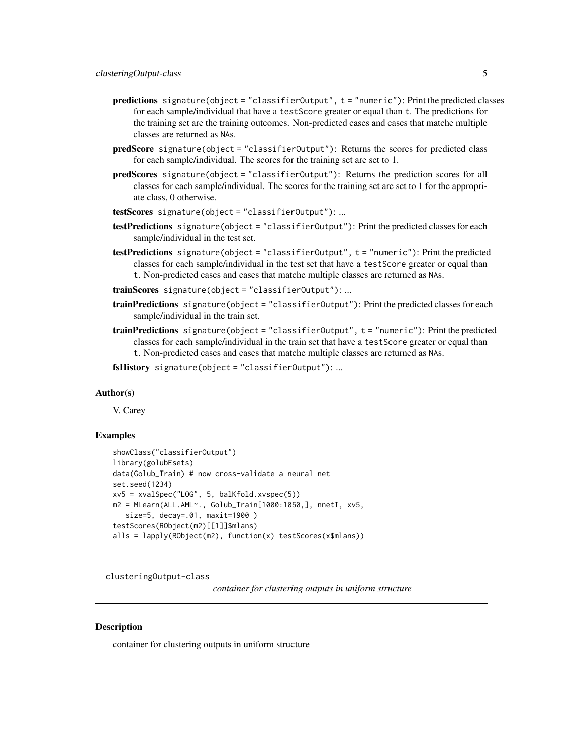**predictions** `signature(object = "classifierOutput", t = "numeric")`: Print the predicted classes for each sample/individual that have a `testScore` greater or equal than `t`. The predictions for the training set are the training outcomes. Non-predicted cases and cases that matche multiple classes are returned as `NA`s.

**predScore** `signature(object = "classifierOutput")`: Returns the scores for predicted class for each sample/individual. The scores for the training set are set to 1.

**predScores** `signature(object = "classifierOutput")`: Returns the prediction scores for all classes for each sample/individual. The scores for the training set are set to 1 for the appropriate class, 0 otherwise.

**testScores** `signature(object = "classifierOutput")`: ...

**testPredictions** `signature(object = "classifierOutput")`: Print the predicted classes for each sample/individual in the test set.

**testPredictions** `signature(object = "classifierOutput", t = "numeric")`: Print the predicted classes for each sample/individual in the test set that have a `testScore` greater or equal than `t`. Non-predicted cases and cases that matche multiple classes are returned as `NA`s.

**trainScores** `signature(object = "classifierOutput")`: ...

**trainPredictions** `signature(object = "classifierOutput")`: Print the predicted classes for each sample/individual in the train set.

**trainPredictions** `signature(object = "classifierOutput", t = "numeric")`: Print the predicted classes for each sample/individual in the train set that have a `testScore` greater or equal than `t`. Non-predicted cases and cases that matche multiple classes are returned as `NA`s.

**fsHistory** `signature(object = "classifierOutput")`: ...

### Author(s)

V. Carey

### Examples

```
showClass("classifierOutput")
library(golubEsets)
data(Golub_Train) # now cross-validate a neural net
set.seed(1234)
xv5 = xvalSpec("LOG", 5, balKfold.xvspec(5))
m2 = MLearn(ALL.AML~., Golub_Train[1000:1050,], nnetI, xv5,
   size=5, decay=.01, maxit=1900 )
testScores(RObject(m2)[[1]]$mlans)
alls = lapply(RObject(m2), function(x) testScores(x$mlans))
```

---

## clusteringOutput-class

*container for clustering outputs in uniform structure*

---

### Description

container for clustering outputs in uniform structure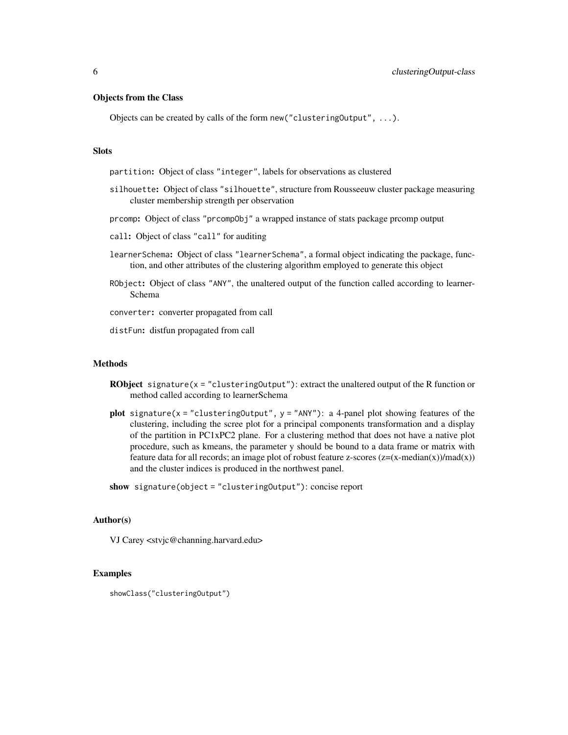### Objects from the Class

Objects can be created by calls of the form `new("clusteringOutput", ...)`.

### Slots

- `partition`: Object of class `"integer"`, labels for observations as clustered
- `silhouette`: Object of class `"silhouette"`, structure from Rousseeuw cluster package measuring cluster membership strength per observation
- `prcomp`: Object of class `"prcompObj"` a wrapped instance of stats package prcomp output
- `call`: Object of class `"call"` for auditing
- `learnerSchema`: Object of class `"learnerSchema"`, a formal object indicating the package, function, and other attributes of the clustering algorithm employed to generate this object
- `RObject`: Object of class `"ANY"`, the unaltered output of the function called according to learnerSchema
- `converter`: converter propagated from call
- `distFun`: distfun propagated from call

### Methods

**RObject** `signature(x = "clusteringOutput")`: extract the unaltered output of the R function or method called according to learnerSchema

**plot** `signature(x = "clusteringOutput", y = "ANY")`: a 4-panel plot showing features of the clustering, including the scree plot for a principal components transformation and a display of the partition in PC1xPC2 plane. For a clustering method that does not have a native plot procedure, such as kmeans, the parameter y should be bound to a data frame or matrix with feature data for all records; an image plot of robust feature z-scores (z=(x-median(x))/mad(x)) and the cluster indices is produced in the northwest panel.

**show** `signature(object = "clusteringOutput")`: concise report

### Author(s)

VJ Carey <stvjc@channing.harvard.edu>

### Examples

```
showClass("clusteringOutput")
```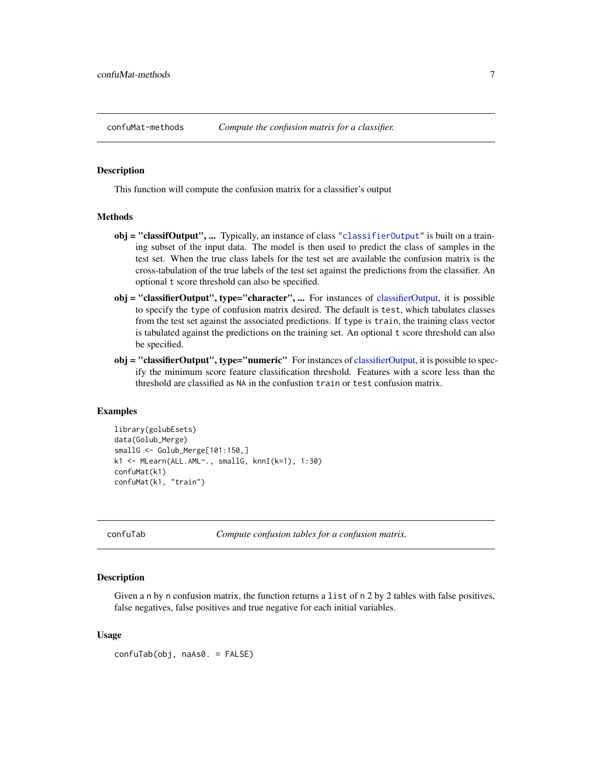## confuMat-methods — *Compute the confusion matrix for a classifier.*

### Description

This function will compute the confusion matrix for a classifier's output

### Methods

**obj = "classifOutput", ...** Typically, an instance of class "classifierOutput" is built on a training subset of the input data. The model is then used to predict the class of samples in the test set. When the true class labels for the test set are available the confusion matrix is the cross-tabulation of the true labels of the test set against the predictions from the classifier. An optional `t` score threshold can also be specified.

**obj = "classifierOutput", type="character", ...** For instances of classifierOutput, it is possible to specify the `type` of confusion matrix desired. The default is `test`, which tabulates classes from the test set against the associated predictions. If `type` is `train`, the training class vector is tabulated against the predictions on the training set. An optional `t` score threshold can also be specified.

**obj = "classifierOutput", type="numeric"** For instances of classifierOutput, it is possible to specify the minimum score feature classification threshold. Features with a score less than the threshold are classified as `NA` in the confustion `train` or `test` confusion matrix.

### Examples

```
library(golubEsets)
data(Golub_Merge)
smallG <- Golub_Merge[101:150,]
k1 <- MLearn(ALL.AML~., smallG, knnI(k=1), 1:30)
confuMat(k1)
confuMat(k1, "train")
```

## confuTab — *Compute confusion tables for a confusion matrix.*

### Description

Given a `n` by `n` confusion matrix, the function returns a `list` of `n` 2 by 2 tables with false positives, false negatives, false positives and true negative for each initial variables.

### Usage

```
confuTab(obj, naAs0. = FALSE)
```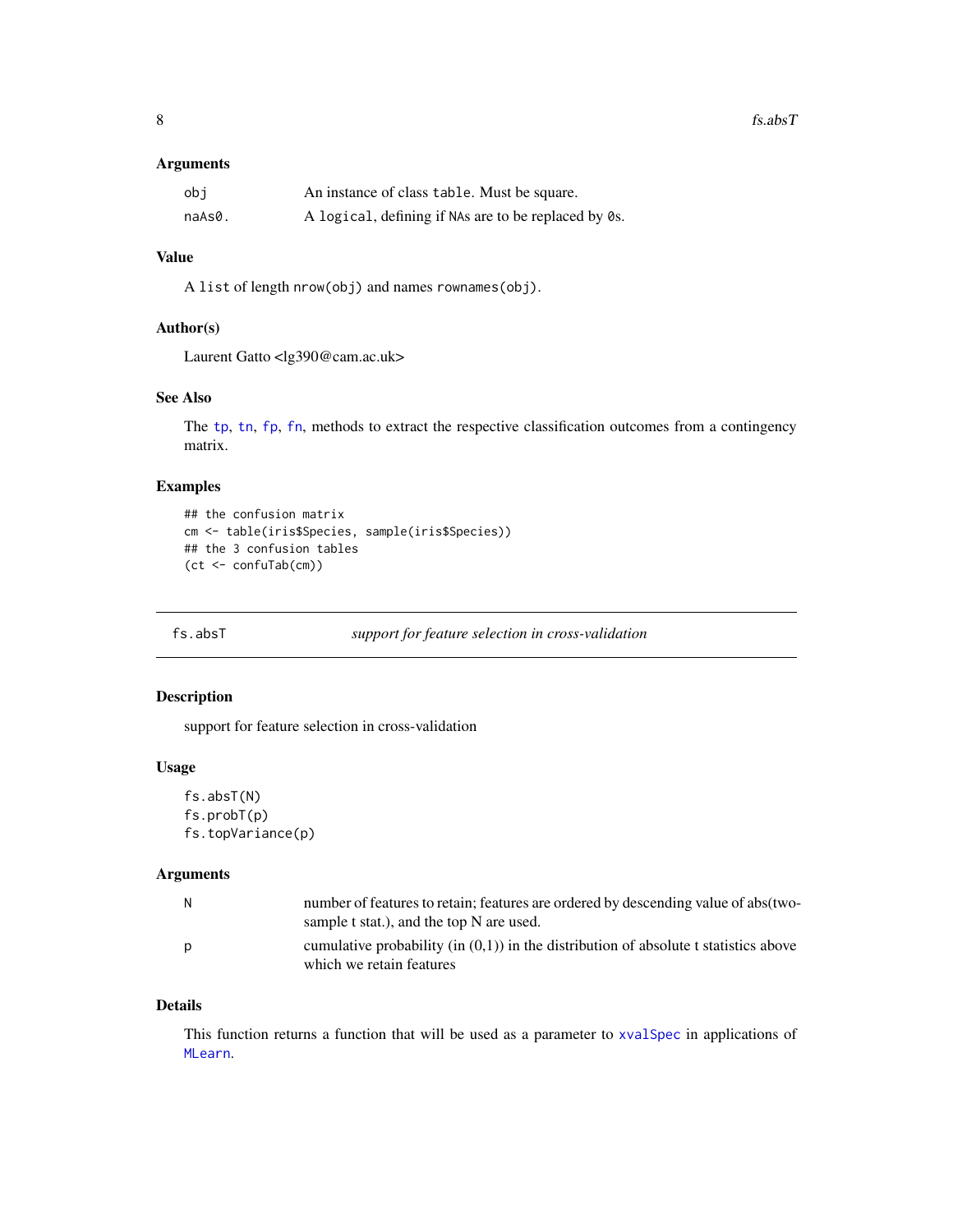### Arguments

| | |
|---|---|
| obj | An instance of class table. Must be square. |
| naAs0. | A logical, defining if NAs are to be replaced by 0s. |

### Value

A list of length nrow(obj) and names rownames(obj).

### Author(s)

Laurent Gatto <lg390@cam.ac.uk>

### See Also

The tp, tn, fp, fn, methods to extract the respective classification outcomes from a contingency matrix.

### Examples

```
## the confusion matrix
cm <- table(iris$Species, sample(iris$Species))
## the 3 confusion tables
(ct <- confuTab(cm))
```

---

## fs.absT *support for feature selection in cross-validation*

---

### Description

support for feature selection in cross-validation

### Usage

```
fs.absT(N)
fs.probT(p)
fs.topVariance(p)
```

### Arguments

| | |
|---|---|
| N | number of features to retain; features are ordered by descending value of abs(two-sample t stat.), and the top N are used. |
| p | cumulative probability (in (0,1)) in the distribution of absolute t statistics above which we retain features |

### Details

This function returns a function that will be used as a parameter to xvalSpec in applications of MLearn.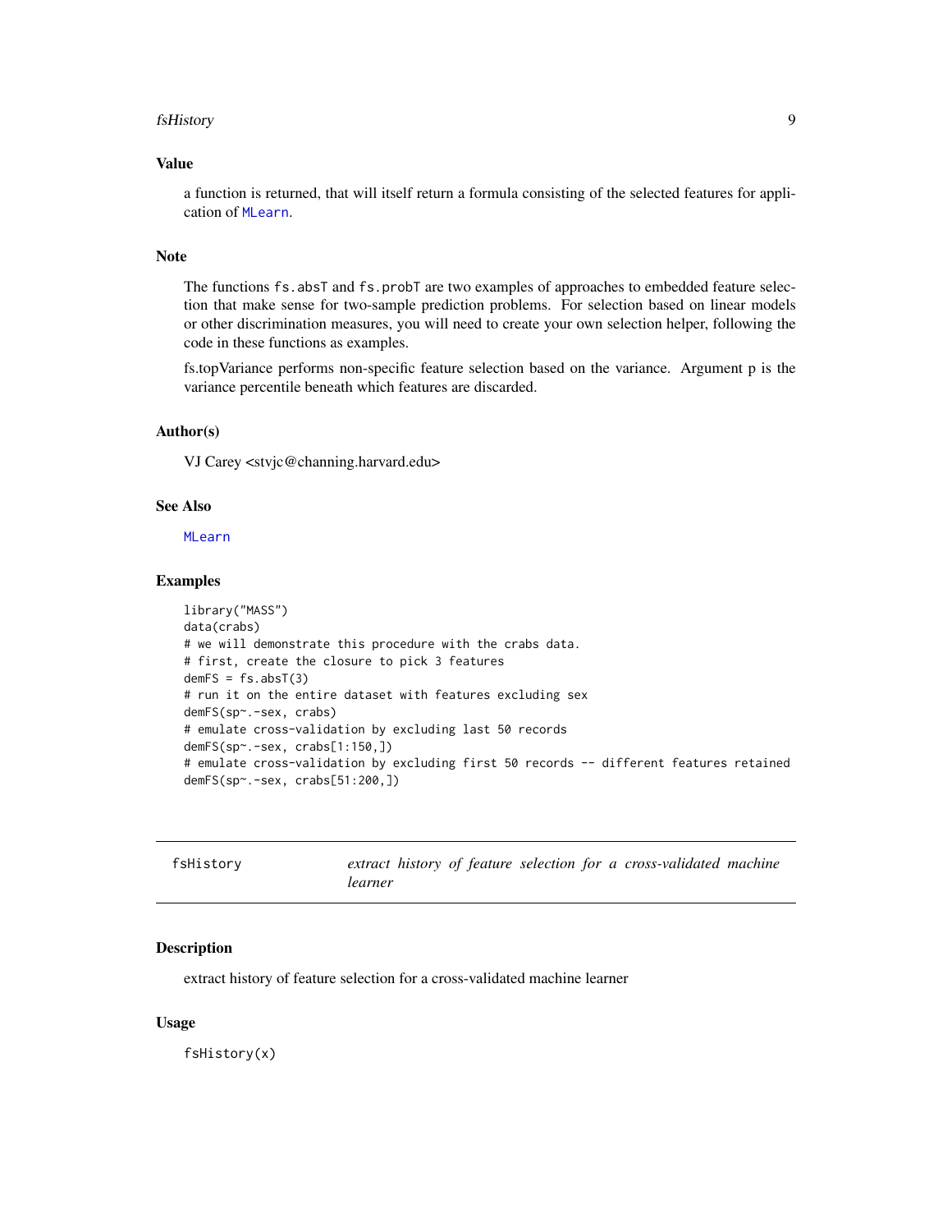### Value

a function is returned, that will itself return a formula consisting of the selected features for application of `MLearn`.

### Note

The functions `fs.absT` and `fs.probT` are two examples of approaches to embedded feature selection that make sense for two-sample prediction problems. For selection based on linear models or other discrimination measures, you will need to create your own selection helper, following the code in these functions as examples.

fs.topVariance performs non-specific feature selection based on the variance. Argument p is the variance percentile beneath which features are discarded.

### Author(s)

VJ Carey <stvjc@channing.harvard.edu>

### See Also

`MLearn`

### Examples

```
library("MASS")
data(crabs)
# we will demonstrate this procedure with the crabs data.
# first, create the closure to pick 3 features
demFS = fs.absT(3)
# run it on the entire dataset with features excluding sex
demFS(sp~.-sex, crabs)
# emulate cross-validation by excluding last 50 records
demFS(sp~.-sex, crabs[1:150,])
# emulate cross-validation by excluding first 50 records -- different features retained
demFS(sp~.-sex, crabs[51:200,])
```

---

## fsHistory — *extract history of feature selection for a cross-validated machine learner*

---

### Description

extract history of feature selection for a cross-validated machine learner

### Usage

```
fsHistory(x)
```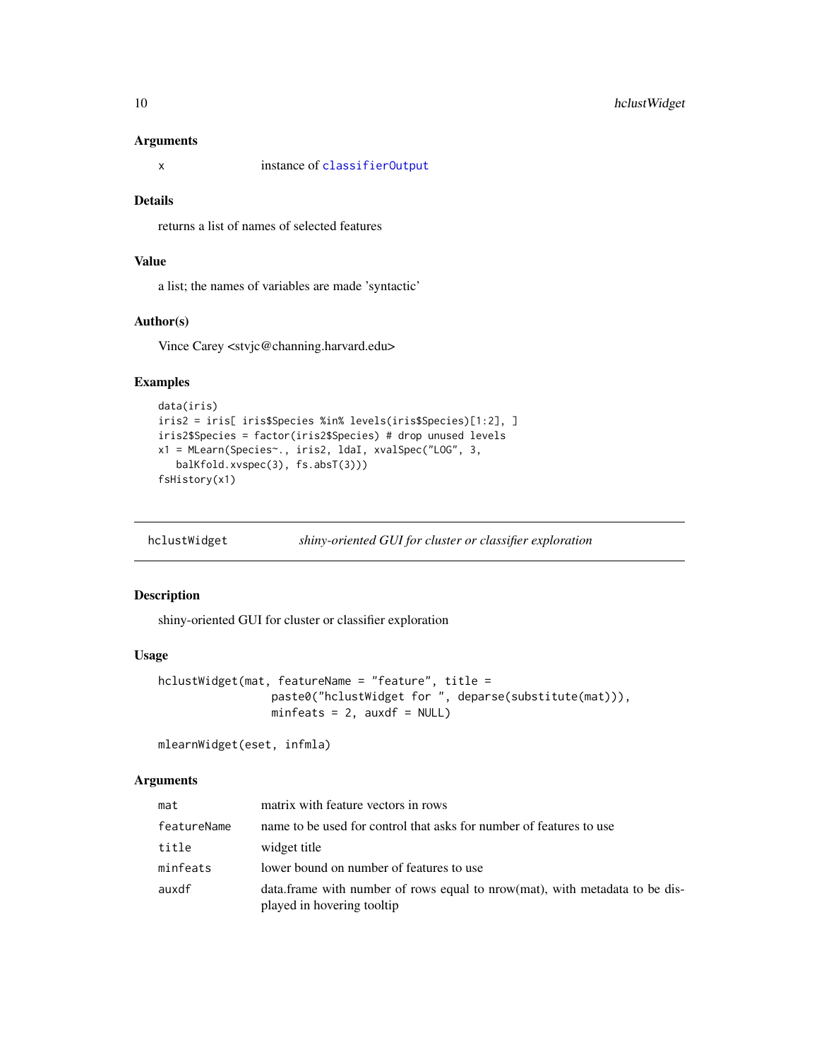### Arguments

| | |
|---|---|
| x | instance of `classifierOutput` |

### Details

returns a list of names of selected features

### Value

a list; the names of variables are made 'syntactic'

### Author(s)

Vince Carey <stvjc@channing.harvard.edu>

### Examples

```
data(iris)
iris2 = iris[ iris$Species %in% levels(iris$Species)[1:2], ]
iris2$Species = factor(iris2$Species) # drop unused levels
x1 = MLearn(Species~., iris2, ldaI, xvalSpec("LOG", 3,
   balKfold.xvspec(3), fs.absT(3)))
fsHistory(x1)
```

---

## hclustWidget — *shiny-oriented GUI for cluster or classifier exploration*

### Description

shiny-oriented GUI for cluster or classifier exploration

### Usage

```
hclustWidget(mat, featureName = "feature", title =
                 paste0("hclustWidget for ", deparse(substitute(mat))),
                 minfeats = 2, auxdf = NULL)

mlearnWidget(eset, infmla)
```

### Arguments

| | |
|---|---|
| mat | matrix with feature vectors in rows |
| featureName | name to be used for control that asks for number of features to use |
| title | widget title |
| minfeats | lower bound on number of features to use |
| auxdf | data.frame with number of rows equal to nrow(mat), with metadata to be displayed in hovering tooltip |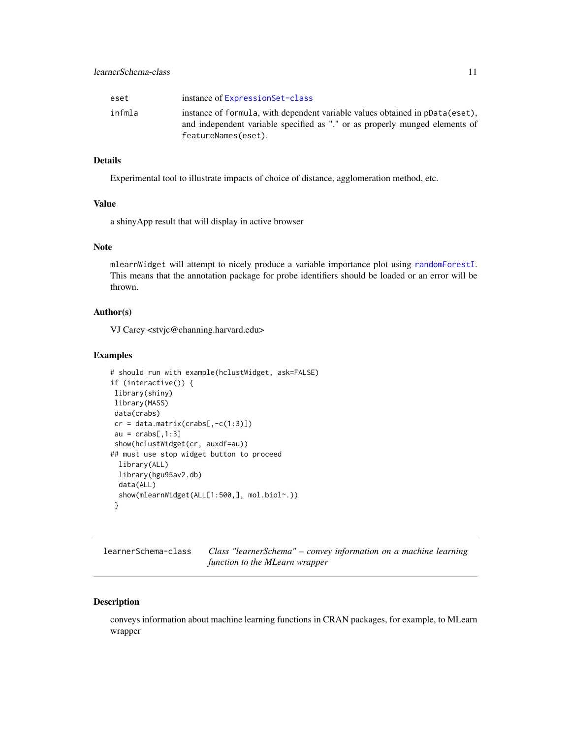| | |
|---|---|
| eset | instance of ExpressionSet-class |
| infmla | instance of formula, with dependent variable values obtained in pData(eset), and independent variable specified as "." or as properly munged elements of featureNames(eset). |

### Details

Experimental tool to illustrate impacts of choice of distance, agglomeration method, etc.

### Value

a shinyApp result that will display in active browser

### Note

mlearnWidget will attempt to nicely produce a variable importance plot using randomForestI. This means that the annotation package for probe identifiers should be loaded or an error will be thrown.

### Author(s)

VJ Carey <stvjc@channing.harvard.edu>

### Examples

```
# should run with example(hclustWidget, ask=FALSE)
if (interactive()) {
 library(shiny)
 library(MASS)
 data(crabs)
 cr = data.matrix(crabs[,-c(1:3)])
 au = crabs[,1:3]
 show(hclustWidget(cr, auxdf=au))
## must use stop widget button to proceed
  library(ALL)
  library(hgu95av2.db)
  data(ALL)
  show(mlearnWidget(ALL[1:500,], mol.biol~.))
 }
```

---

## learnerSchema-class *Class "learnerSchema" – convey information on a machine learning function to the MLearn wrapper*

### Description

conveys information about machine learning functions in CRAN packages, for example, to MLearn wrapper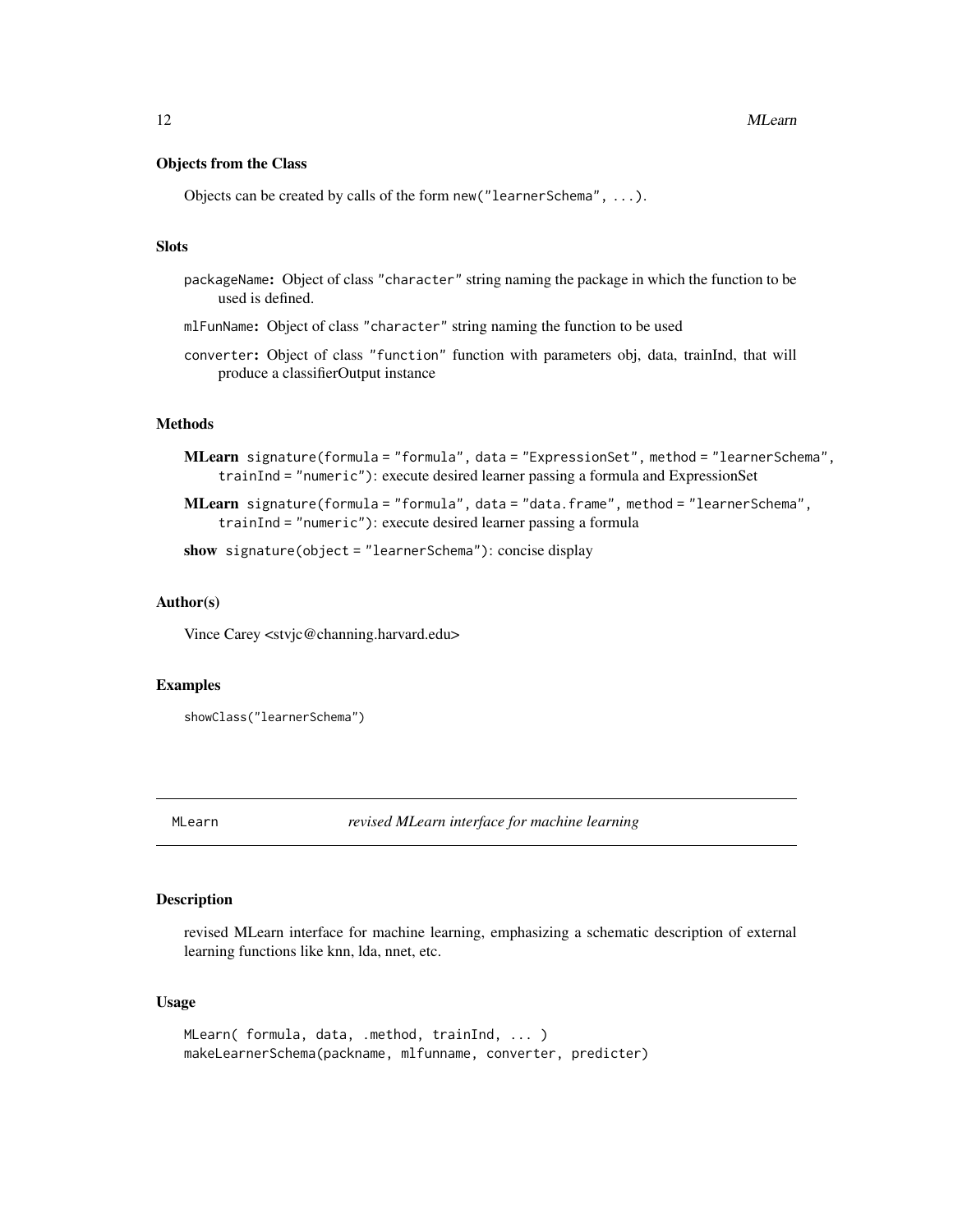### Objects from the Class

Objects can be created by calls of the form `new("learnerSchema", ...)`.

### Slots

`packageName`: Object of class `"character"` string naming the package in which the function to be used is defined.

`mlFunName`: Object of class `"character"` string naming the function to be used

`converter`: Object of class `"function"` function with parameters obj, data, trainInd, that will produce a classifierOutput instance

### Methods

**MLearn** `signature(formula = "formula", data = "ExpressionSet", method = "learnerSchema", trainInd = "numeric")`: execute desired learner passing a formula and ExpressionSet

**MLearn** `signature(formula = "formula", data = "data.frame", method = "learnerSchema", trainInd = "numeric")`: execute desired learner passing a formula

**show** `signature(object = "learnerSchema")`: concise display

### Author(s)

Vince Carey <stvjc@channing.harvard.edu>

### Examples

```
showClass("learnerSchema")
```

---

## MLearn — *revised MLearn interface for machine learning*

### Description

revised MLearn interface for machine learning, emphasizing a schematic description of external learning functions like knn, lda, nnet, etc.

### Usage

```
MLearn( formula, data, .method, trainInd, ... )
makeLearnerSchema(packname, mlfunname, converter, predicter)
```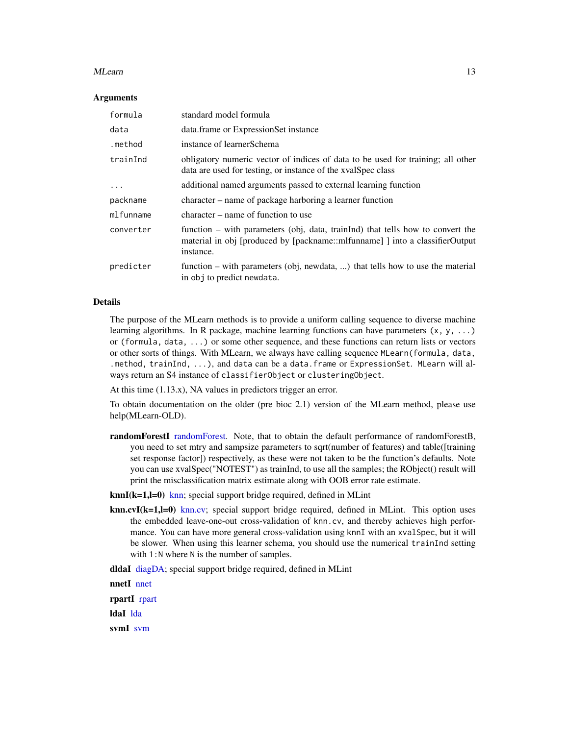### Arguments

| | |
|---|---|
| `formula` | standard model formula |
| `data` | data.frame or ExpressionSet instance |
| `.method` | instance of learnerSchema |
| `trainInd` | obligatory numeric vector of indices of data to be used for training; all other data are used for testing, or instance of the xvalSpec class |
| `...` | additional named arguments passed to external learning function |
| `packname` | character – name of package harboring a learner function |
| `mlfunname` | character – name of function to use |
| `converter` | function – with parameters (obj, data, trainInd) that tells how to convert the material in obj [produced by [packname::mlfunname] ] into a classifierOutput instance. |
| `predicter` | function – with parameters (obj, newdata, ...) that tells how to use the material in `obj` to predict `newdata`. |

### Details

The purpose of the MLearn methods is to provide a uniform calling sequence to diverse machine learning algorithms. In R package, machine learning functions can have parameters `(x, y, ...)` or `(formula, data, ...)` or some other sequence, and these functions can return lists or vectors or other sorts of things. With MLearn, we always have calling sequence `MLearn(formula, data, .method, trainInd, ...)`, and `data` can be a `data.frame` or `ExpressionSet`. `MLearn` will always return an S4 instance of `classifierObject` or `clusteringObject`.

At this time (1.13.x), NA values in predictors trigger an error.

To obtain documentation on the older (pre bioc 2.1) version of the MLearn method, please use help(MLearn-OLD).

**randomForestI** randomForest. Note, that to obtain the default performance of randomForestB, you need to set mtry and sampsize parameters to sqrt(number of features) and table([training set response factor]) respectively, as these were not taken to be the function's defaults. Note you can use xvalSpec("NOTEST") as trainInd, to use all the samples; the RObject() result will print the misclassification matrix estimate along with OOB error rate estimate.

**knnI(k=1,l=0)** knn; special support bridge required, defined in MLint

**knn.cvI(k=1,l=0)** knn.cv; special support bridge required, defined in MLint. This option uses the embedded leave-one-out cross-validation of `knn.cv`, and thereby achieves high performance. You can have more general cross-validation using `knnI` with an `xvalSpec`, but it will be slower. When using this learner schema, you should use the numerical `trainInd` setting with `1:N` where `N` is the number of samples.

**dldaI** diagDA; special support bridge required, defined in MLint

**nnetI** nnet

**rpartI** rpart

**ldaI** lda

**svmI** svm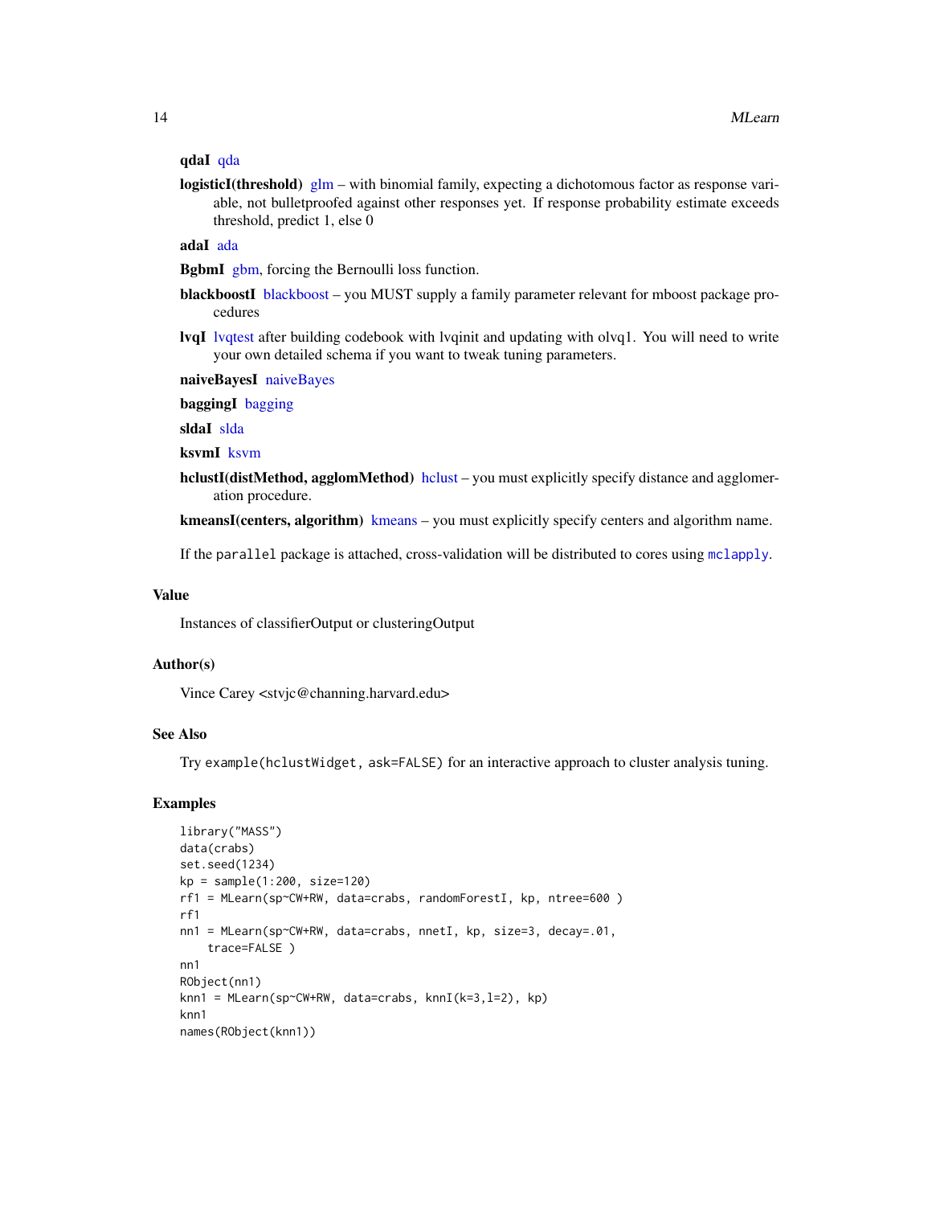**qdaI** qda

**logisticI(threshold)** glm – with binomial family, expecting a dichotomous factor as response variable, not bulletproofed against other responses yet. If response probability estimate exceeds threshold, predict 1, else 0

**adaI** ada

**BgbmI** gbm, forcing the Bernoulli loss function.

**blackboostI** blackboost – you MUST supply a family parameter relevant for mboost package procedures

**lvqI** lvqtest after building codebook with lvqinit and updating with olvq1. You will need to write your own detailed schema if you want to tweak tuning parameters.

**naiveBayesI** naiveBayes

**baggingI** bagging

**sldaI** slda

**ksvmI** ksvm

**hclustI(distMethod, agglomMethod)** hclust – you must explicitly specify distance and agglomeration procedure.

**kmeansI(centers, algorithm)** kmeans – you must explicitly specify centers and algorithm name.

If the `parallel` package is attached, cross-validation will be distributed to cores using `mclapply`.

## Value

Instances of classifierOutput or clusteringOutput

## Author(s)

Vince Carey <stvjc@channing.harvard.edu>

## See Also

Try `example(hclustWidget, ask=FALSE)` for an interactive approach to cluster analysis tuning.

## Examples

```
library("MASS")
data(crabs)
set.seed(1234)
kp = sample(1:200, size=120)
rf1 = MLearn(sp~CW+RW, data=crabs, randomForestI, kp, ntree=600 )
rf1
nn1 = MLearn(sp~CW+RW, data=crabs, nnetI, kp, size=3, decay=.01,
    trace=FALSE )
nn1
RObject(nn1)
knn1 = MLearn(sp~CW+RW, data=crabs, knnI(k=3,l=2), kp)
knn1
names(RObject(knn1))
```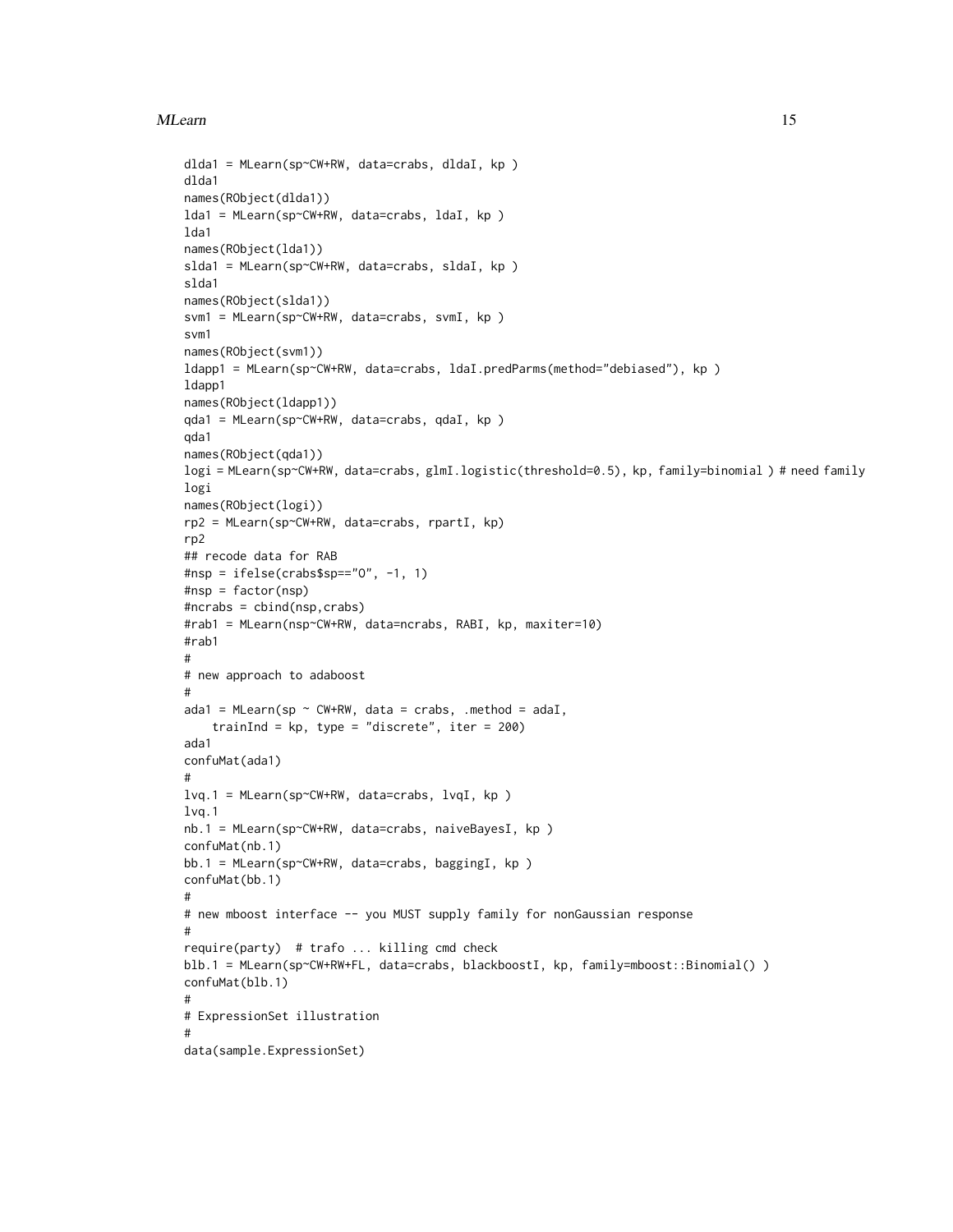```
dlda1 = MLearn(sp~CW+RW, data=crabs, dldaI, kp )
dlda1
names(RObject(dlda1))
lda1 = MLearn(sp~CW+RW, data=crabs, ldaI, kp )
lda1
names(RObject(lda1))
slda1 = MLearn(sp~CW+RW, data=crabs, sldaI, kp )
slda1
names(RObject(slda1))
svm1 = MLearn(sp~CW+RW, data=crabs, svmI, kp )
svm1
names(RObject(svm1))
ldapp1 = MLearn(sp~CW+RW, data=crabs, ldaI.predParms(method="debiased"), kp )
ldapp1
names(RObject(ldapp1))
qda1 = MLearn(sp~CW+RW, data=crabs, qdaI, kp )
qda1
names(RObject(qda1))
logi = MLearn(sp~CW+RW, data=crabs, glmI.logistic(threshold=0.5), kp, family=binomial ) # need family
logi
names(RObject(logi))
rp2 = MLearn(sp~CW+RW, data=crabs, rpartI, kp)
rp2
## recode data for RAB
#nsp = ifelse(crabs$sp=="O", -1, 1)
#nsp = factor(nsp)
#ncrabs = cbind(nsp,crabs)
#rab1 = MLearn(nsp~CW+RW, data=ncrabs, RABI, kp, maxiter=10)
#rab1
#
# new approach to adaboost
#
ada1 = MLearn(sp ~ CW+RW, data = crabs, .method = adaI,
    trainInd = kp, type = "discrete", iter = 200)
ada1
confuMat(ada1)
#
lvq.1 = MLearn(sp~CW+RW, data=crabs, lvqI, kp )
lvq.1
nb.1 = MLearn(sp~CW+RW, data=crabs, naiveBayesI, kp )
confuMat(nb.1)
bb.1 = MLearn(sp~CW+RW, data=crabs, baggingI, kp )
confuMat(bb.1)
#
# new mboost interface -- you MUST supply family for nonGaussian response
#
require(party)  # trafo ... killing cmd check
blb.1 = MLearn(sp~CW+RW+FL, data=crabs, blackboostI, kp, family=mboost::Binomial() )
confuMat(blb.1)
#
# ExpressionSet illustration
#
data(sample.ExpressionSet)
```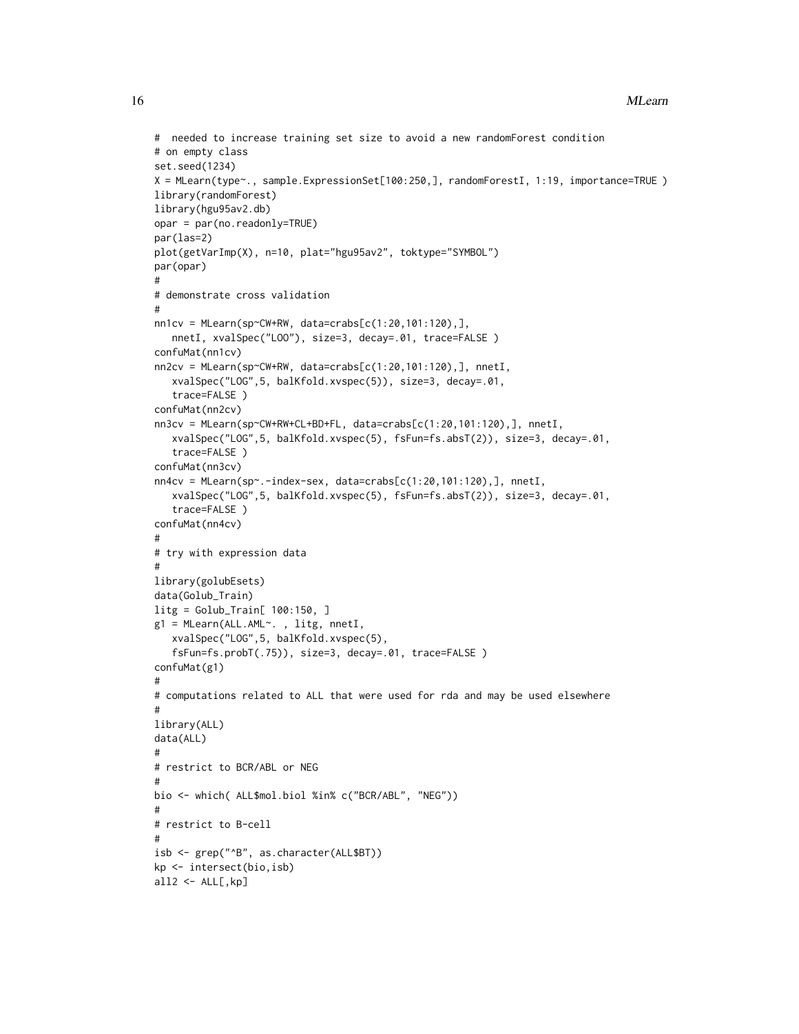```
#  needed to increase training set size to avoid a new randomForest condition
# on empty class
set.seed(1234)
X = MLearn(type~., sample.ExpressionSet[100:250,], randomForestI, 1:19, importance=TRUE )
library(randomForest)
library(hgu95av2.db)
opar = par(no.readonly=TRUE)
par(las=2)
plot(getVarImp(X), n=10, plat="hgu95av2", toktype="SYMBOL")
par(opar)
#
# demonstrate cross validation
#
nn1cv = MLearn(sp~CW+RW, data=crabs[c(1:20,101:120),],
   nnetI, xvalSpec("LOO"), size=3, decay=.01, trace=FALSE )
confuMat(nn1cv)
nn2cv = MLearn(sp~CW+RW, data=crabs[c(1:20,101:120),], nnetI,
   xvalSpec("LOG",5, balKfold.xvspec(5)), size=3, decay=.01,
   trace=FALSE )
confuMat(nn2cv)
nn3cv = MLearn(sp~CW+RW+CL+BD+FL, data=crabs[c(1:20,101:120),], nnetI,
   xvalSpec("LOG",5, balKfold.xvspec(5), fsFun=fs.absT(2)), size=3, decay=.01,
   trace=FALSE )
confuMat(nn3cv)
nn4cv = MLearn(sp~.-index-sex, data=crabs[c(1:20,101:120),], nnetI,
   xvalSpec("LOG",5, balKfold.xvspec(5), fsFun=fs.absT(2)), size=3, decay=.01,
   trace=FALSE )
confuMat(nn4cv)
#
# try with expression data
#
library(golubEsets)
data(Golub_Train)
litg = Golub_Train[ 100:150, ]
g1 = MLearn(ALL.AML~. , litg, nnetI,
   xvalSpec("LOG",5, balKfold.xvspec(5),
   fsFun=fs.probT(.75)), size=3, decay=.01, trace=FALSE )
confuMat(g1)
#
# computations related to ALL that were used for rda and may be used elsewhere
#
library(ALL)
data(ALL)
#
# restrict to BCR/ABL or NEG
#
bio <- which( ALL$mol.biol %in% c("BCR/ABL", "NEG"))
#
# restrict to B-cell
#
isb <- grep("^B", as.character(ALL$BT))
kp <- intersect(bio,isb)
all2 <- ALL[,kp]
```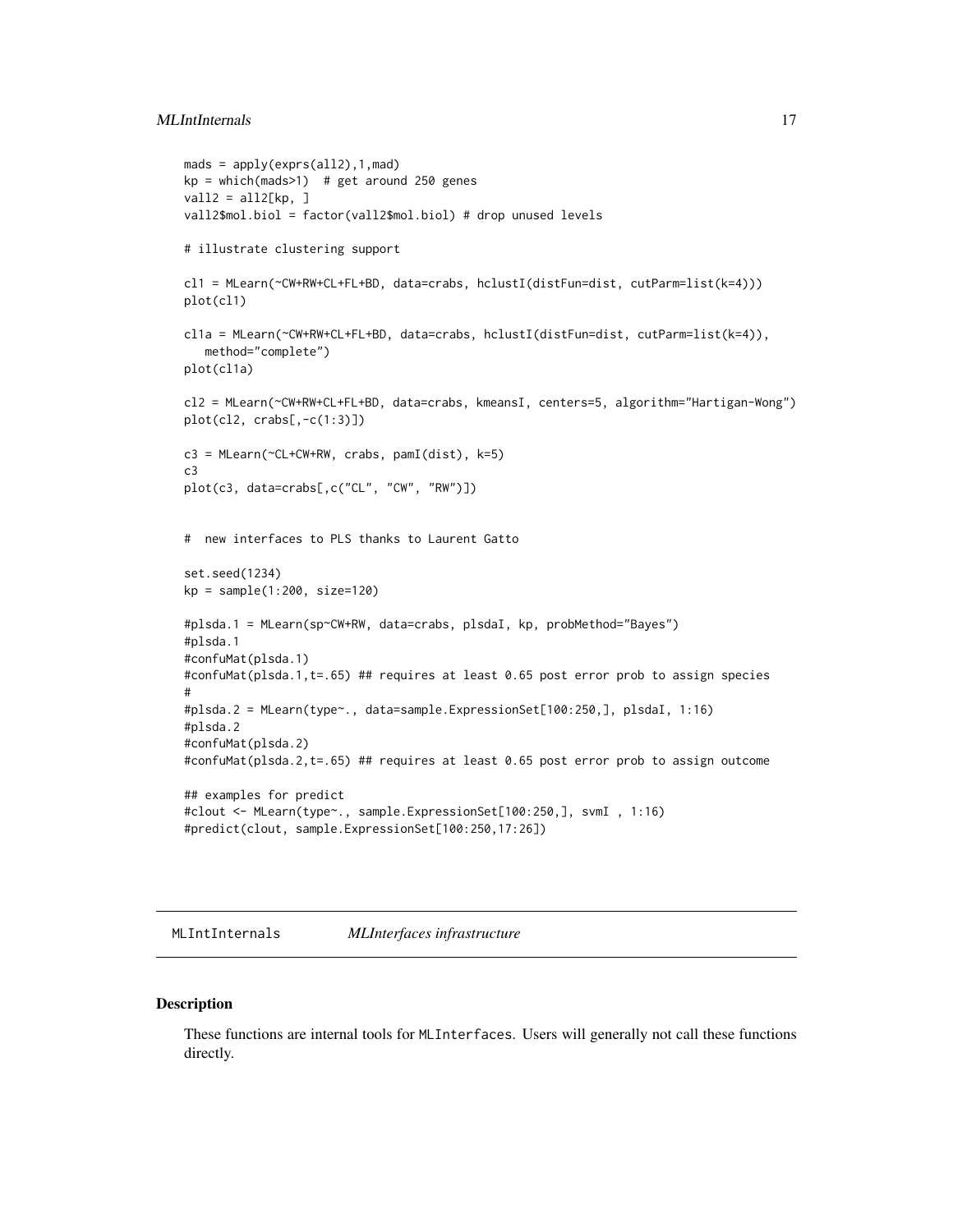```
mads = apply(exprs(all2),1,mad)
kp = which(mads>1)  # get around 250 genes
vall2 = all2[kp, ]
vall2$mol.biol = factor(vall2$mol.biol) # drop unused levels

# illustrate clustering support

cl1 = MLearn(~CW+RW+CL+FL+BD, data=crabs, hclustI(distFun=dist, cutParm=list(k=4)))
plot(cl1)

cl1a = MLearn(~CW+RW+CL+FL+BD, data=crabs, hclustI(distFun=dist, cutParm=list(k=4)),
   method="complete")
plot(cl1a)

cl2 = MLearn(~CW+RW+CL+FL+BD, data=crabs, kmeansI, centers=5, algorithm="Hartigan-Wong")
plot(cl2, crabs[,-c(1:3)])

c3 = MLearn(~CL+CW+RW, crabs, pamI(dist), k=5)
c3
plot(c3, data=crabs[,c("CL", "CW", "RW")])


#  new interfaces to PLS thanks to Laurent Gatto

set.seed(1234)
kp = sample(1:200, size=120)

#plsda.1 = MLearn(sp~CW+RW, data=crabs, plsdaI, kp, probMethod="Bayes")
#plsda.1
#confuMat(plsda.1)
#confuMat(plsda.1,t=.65) ## requires at least 0.65 post error prob to assign species
#
#plsda.2 = MLearn(type~., data=sample.ExpressionSet[100:250,], plsdaI, 1:16)
#plsda.2
#confuMat(plsda.2)
#confuMat(plsda.2,t=.65) ## requires at least 0.65 post error prob to assign outcome

## examples for predict
#clout <- MLearn(type~., sample.ExpressionSet[100:250,], svmI , 1:16)
#predict(clout, sample.ExpressionSet[100:250,17:26])
```

---

MLIntInternals *MLInterfaces infrastructure*

---

## Description

These functions are internal tools for MLInterfaces. Users will generally not call these functions directly.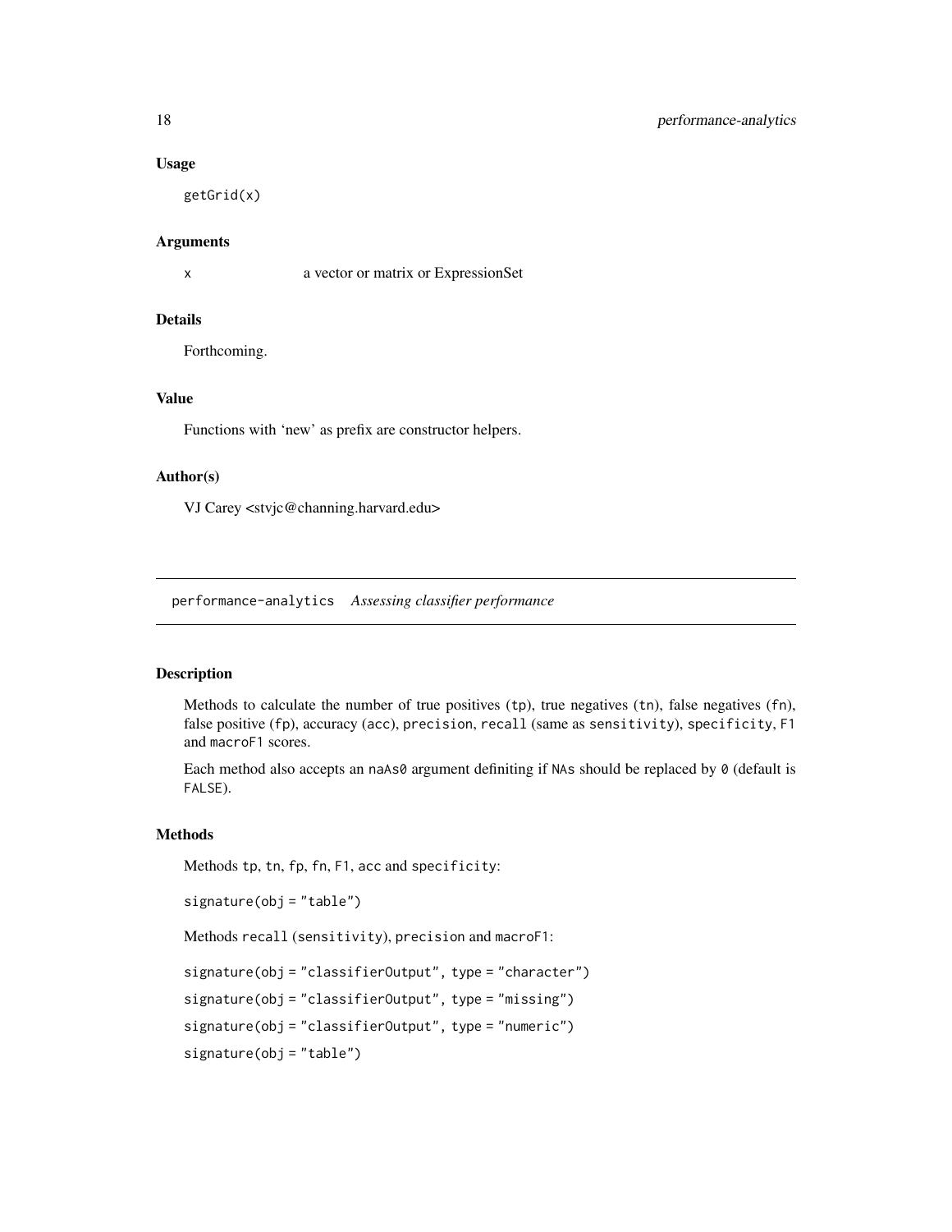### Usage

```
getGrid(x)
```

### Arguments

| | |
|---|---|
| x | a vector or matrix or ExpressionSet |

### Details

Forthcoming.

### Value

Functions with 'new' as prefix are constructor helpers.

### Author(s)

VJ Carey <stvjc@channing.harvard.edu>

---

## performance-analytics *Assessing classifier performance*

### Description

Methods to calculate the number of true positives (tp), true negatives (tn), false negatives (fn), false positive (fp), accuracy (acc), precision, recall (same as sensitivity), specificity, F1 and macroF1 scores.

Each method also accepts an naAs0 argument definiting if NAs should be replaced by 0 (default is FALSE).

### Methods

Methods tp, tn, fp, fn, F1, acc and specificity:

```
signature(obj = "table")
```

Methods recall (sensitivity), precision and macroF1:

```
signature(obj = "classifierOutput", type = "character")
signature(obj = "classifierOutput", type = "missing")
signature(obj = "classifierOutput", type = "numeric")
signature(obj = "table")
```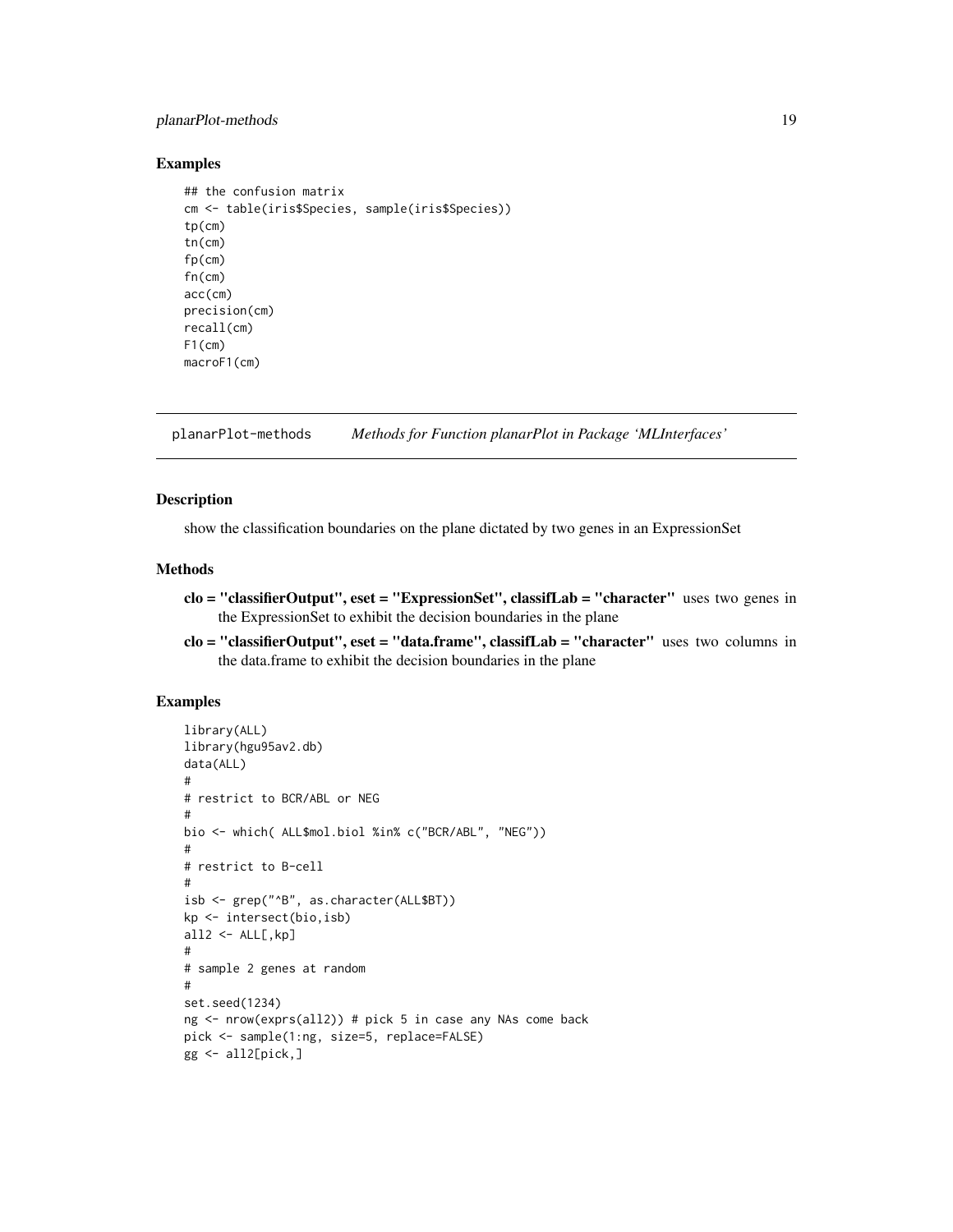### Examples

```
## the confusion matrix
cm <- table(iris$Species, sample(iris$Species))
tp(cm)
tn(cm)
fp(cm)
fn(cm)
acc(cm)
precision(cm)
recall(cm)
F1(cm)
macroF1(cm)
```

---

## planarPlot-methods *Methods for Function planarPlot in Package 'MLInterfaces'*

### Description

show the classification boundaries on the plane dictated by two genes in an ExpressionSet

### Methods

**clo = "classifierOutput", eset = "ExpressionSet", classifLab = "character"** uses two genes in the ExpressionSet to exhibit the decision boundaries in the plane

**clo = "classifierOutput", eset = "data.frame", classifLab = "character"** uses two columns in the data.frame to exhibit the decision boundaries in the plane

### Examples

```
library(ALL)
library(hgu95av2.db)
data(ALL)
#
# restrict to BCR/ABL or NEG
#
bio <- which( ALL$mol.biol %in% c("BCR/ABL", "NEG"))
#
# restrict to B-cell
#
isb <- grep("^B", as.character(ALL$BT))
kp <- intersect(bio,isb)
all2 <- ALL[,kp]
#
# sample 2 genes at random
#
set.seed(1234)
ng <- nrow(exprs(all2)) # pick 5 in case any NAs come back
pick <- sample(1:ng, size=5, replace=FALSE)
gg <- all2[pick,]
```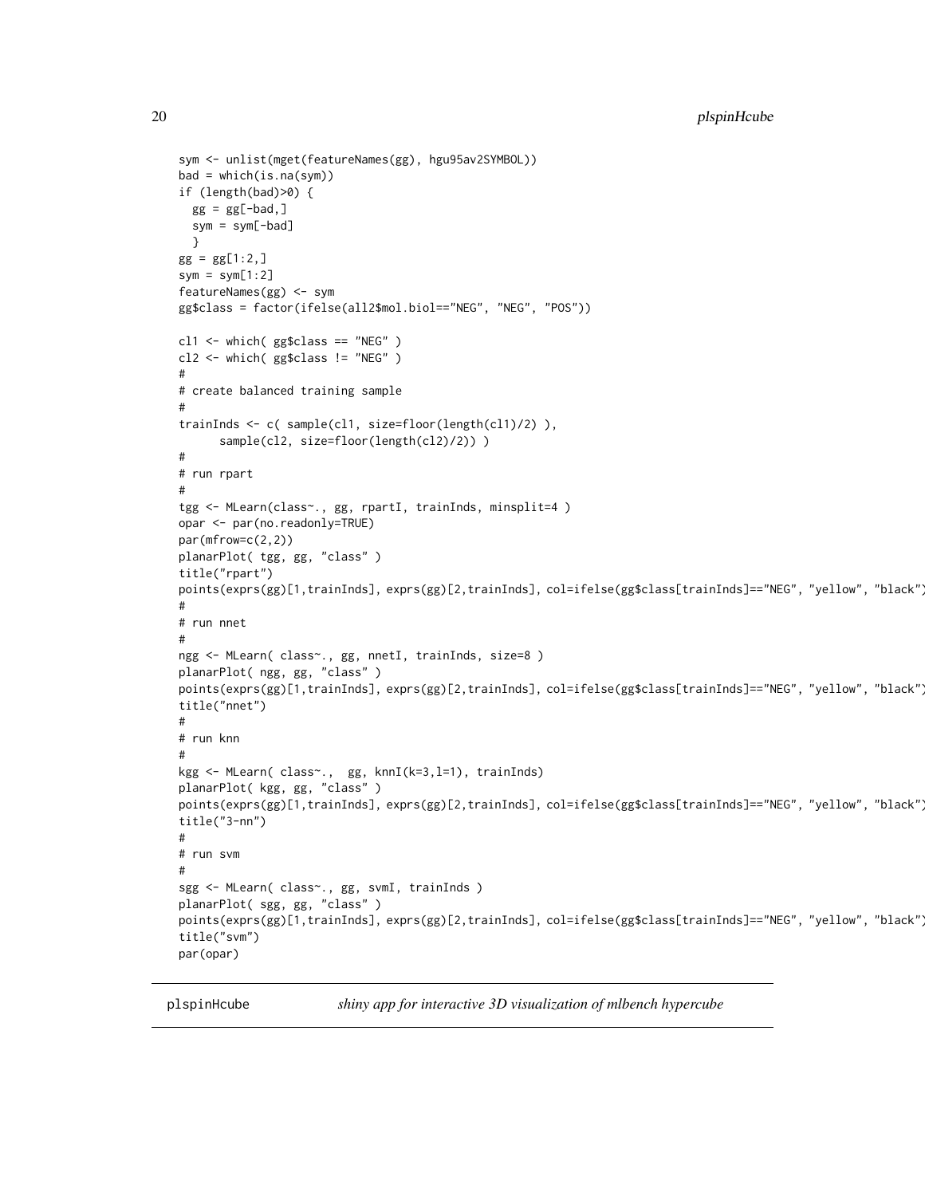```
sym <- unlist(mget(featureNames(gg), hgu95av2SYMBOL))
bad = which(is.na(sym))
if (length(bad)>0) {
  gg = gg[-bad,]
  sym = sym[-bad]
  }
gg = gg[1:2,]
sym = sym[1:2]
featureNames(gg) <- sym
gg$class = factor(ifelse(all2$mol.biol=="NEG", "NEG", "POS"))

cl1 <- which( gg$class == "NEG" )
cl2 <- which( gg$class != "NEG" )
#
# create balanced training sample
#
trainInds <- c( sample(cl1, size=floor(length(cl1)/2) ),
      sample(cl2, size=floor(length(cl2)/2)) )
#
# run rpart
#
tgg <- MLearn(class~., gg, rpartI, trainInds, minsplit=4 )
opar <- par(no.readonly=TRUE)
par(mfrow=c(2,2))
planarPlot( tgg, gg, "class" )
title("rpart")
points(exprs(gg)[1,trainInds], exprs(gg)[2,trainInds], col=ifelse(gg$class[trainInds]=="NEG", "yellow", "black"))
#
# run nnet
#
ngg <- MLearn( class~., gg, nnetI, trainInds, size=8 )
planarPlot( ngg, gg, "class" )
points(exprs(gg)[1,trainInds], exprs(gg)[2,trainInds], col=ifelse(gg$class[trainInds]=="NEG", "yellow", "black"))
title("nnet")
#
# run knn
#
kgg <- MLearn( class~.,  gg, knnI(k=3,l=1), trainInds)
planarPlot( kgg, gg, "class" )
points(exprs(gg)[1,trainInds], exprs(gg)[2,trainInds], col=ifelse(gg$class[trainInds]=="NEG", "yellow", "black"))
title("3-nn")
#
# run svm
#
sgg <- MLearn( class~., gg, svmI, trainInds )
planarPlot( sgg, gg, "class" )
points(exprs(gg)[1,trainInds], exprs(gg)[2,trainInds], col=ifelse(gg$class[trainInds]=="NEG", "yellow", "black"))
title("svm")
par(opar)
```

---

## plspinHcube — *shiny app for interactive 3D visualization of mlbench hypercube*

---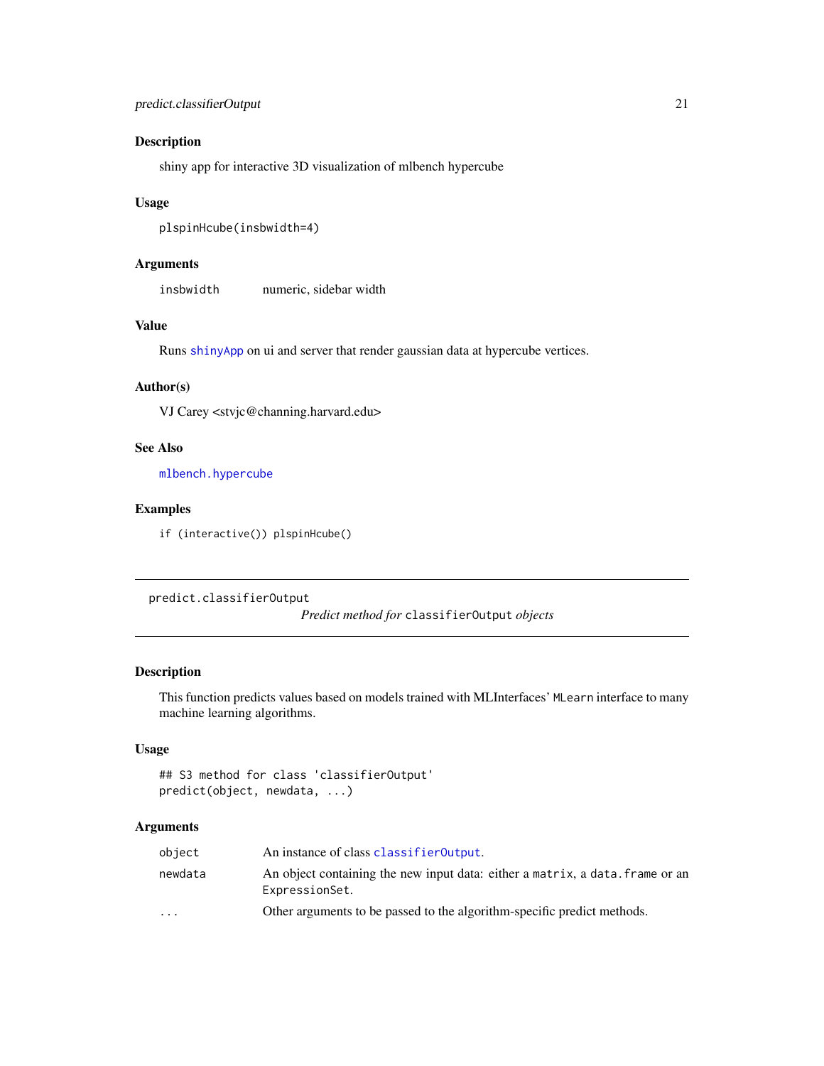### Description

shiny app for interactive 3D visualization of mlbench hypercube

### Usage

```
plspinHcube(insbwidth=4)
```

### Arguments

| | |
|---|---|
| insbwidth | numeric, sidebar width |

### Value

Runs shinyApp on ui and server that render gaussian data at hypercube vertices.

### Author(s)

VJ Carey <stvjc@channing.harvard.edu>

### See Also

mlbench.hypercube

### Examples

```
if (interactive()) plspinHcube()
```

---

## predict.classifierOutput

*Predict method for* `classifierOutput` *objects*

### Description

This function predicts values based on models trained with MLInterfaces' `MLearn` interface to many machine learning algorithms.

### Usage

```
## S3 method for class 'classifierOutput'
predict(object, newdata, ...)
```

### Arguments

| | |
|---|---|
| object | An instance of class `classifierOutput`. |
| newdata | An object containing the new input data: either a `matrix`, a `data.frame` or an `ExpressionSet`. |
| ... | Other arguments to be passed to the algorithm-specific predict methods. |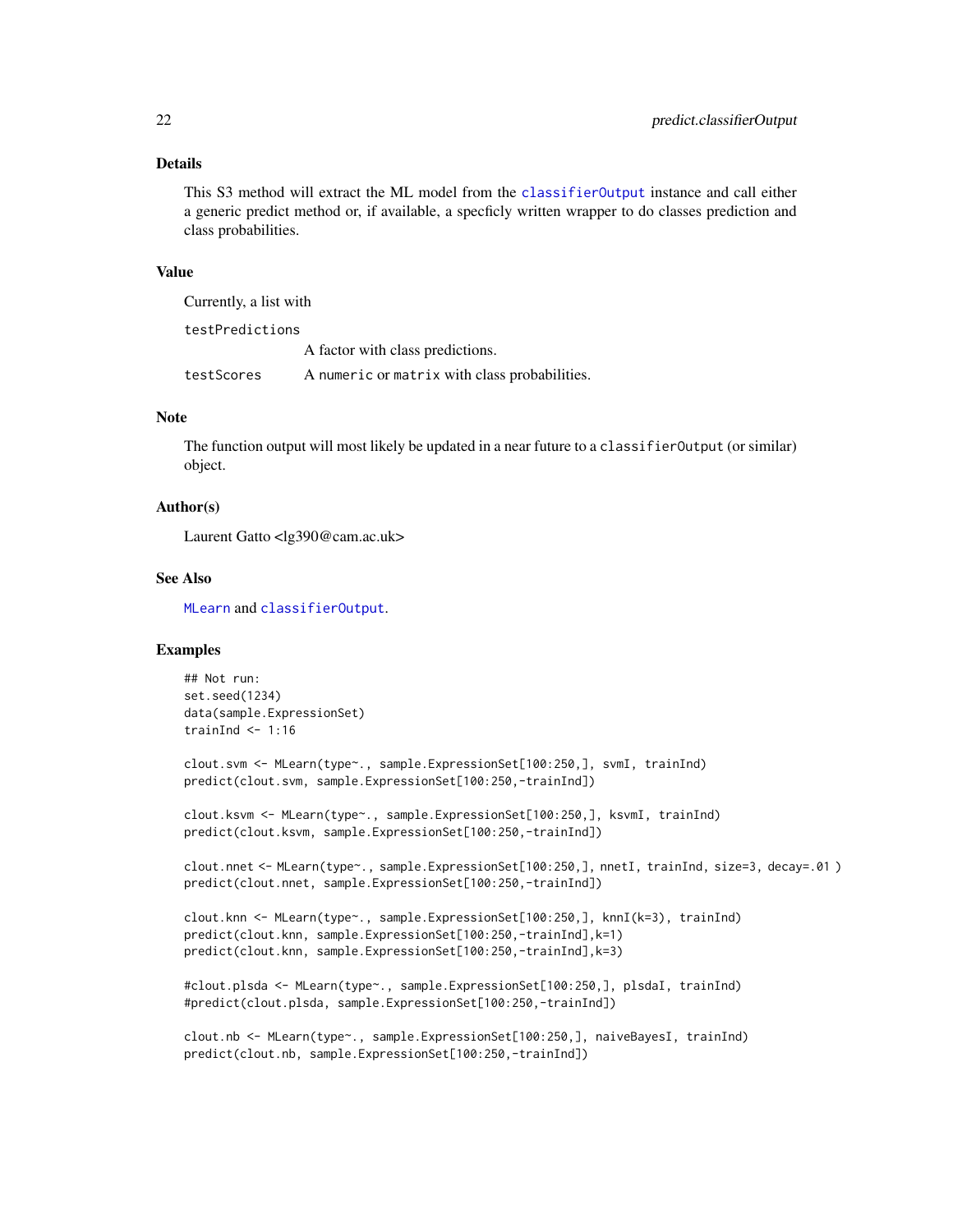## Details

This S3 method will extract the ML model from the `classifierOutput` instance and call either a generic predict method or, if available, a specficly written wrapper to do classes prediction and class probabilities.

## Value

Currently, a list with

- `testPredictions` — A factor with class predictions.
- `testScores` — A `numeric` or `matrix` with class probabilities.

## Note

The function output will most likely be updated in a near future to a `classifierOutput` (or similar) object.

## Author(s)

Laurent Gatto <lg390@cam.ac.uk>

## See Also

`MLearn` and `classifierOutput`.

## Examples

```
## Not run:
set.seed(1234)
data(sample.ExpressionSet)
trainInd <- 1:16

clout.svm <- MLearn(type~., sample.ExpressionSet[100:250,], svmI, trainInd)
predict(clout.svm, sample.ExpressionSet[100:250,-trainInd])

clout.ksvm <- MLearn(type~., sample.ExpressionSet[100:250,], ksvmI, trainInd)
predict(clout.ksvm, sample.ExpressionSet[100:250,-trainInd])

clout.nnet <- MLearn(type~., sample.ExpressionSet[100:250,], nnetI, trainInd, size=3, decay=.01 )
predict(clout.nnet, sample.ExpressionSet[100:250,-trainInd])

clout.knn <- MLearn(type~., sample.ExpressionSet[100:250,], knnI(k=3), trainInd)
predict(clout.knn, sample.ExpressionSet[100:250,-trainInd],k=1)
predict(clout.knn, sample.ExpressionSet[100:250,-trainInd],k=3)

#clout.plsda <- MLearn(type~., sample.ExpressionSet[100:250,], plsdaI, trainInd)
#predict(clout.plsda, sample.ExpressionSet[100:250,-trainInd])

clout.nb <- MLearn(type~., sample.ExpressionSet[100:250,], naiveBayesI, trainInd)
predict(clout.nb, sample.ExpressionSet[100:250,-trainInd])
```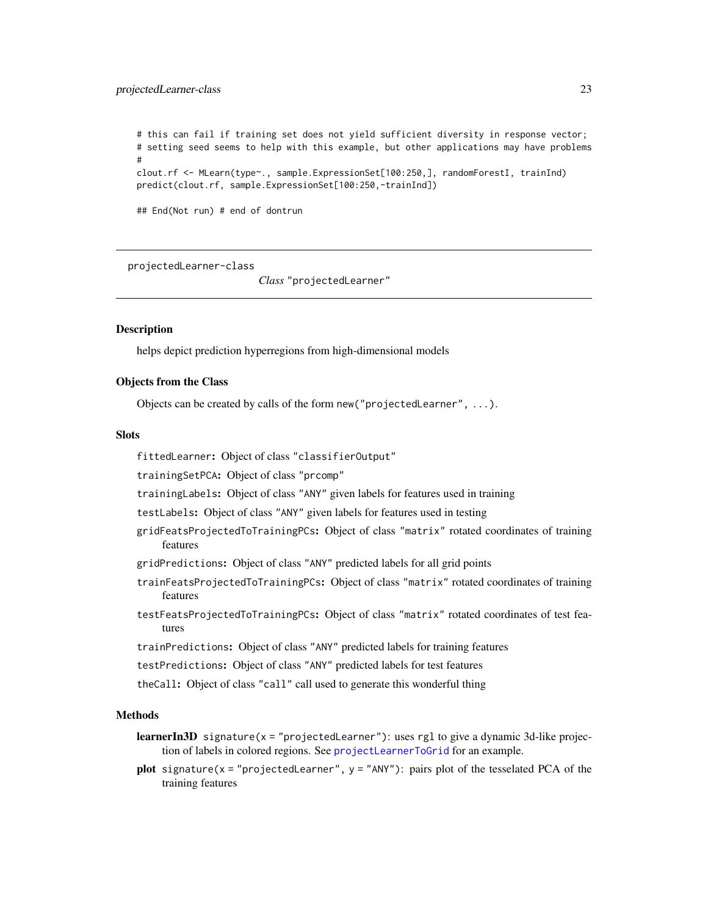```
# this can fail if training set does not yield sufficient diversity in response vector;
# setting seed seems to help with this example, but other applications may have problems
#
clout.rf <- MLearn(type~., sample.ExpressionSet[100:250,], randomForestI, trainInd)
predict(clout.rf, sample.ExpressionSet[100:250,-trainInd])

## End(Not run) # end of dontrun
```

---

projectedLearner-class    *Class* "projectedLearner"

---

### Description

helps depict prediction hyperregions from high-dimensional models

### Objects from the Class

Objects can be created by calls of the form `new("projectedLearner", ...)`.

### Slots

`fittedLearner`: Object of class "classifierOutput"

`trainingSetPCA`: Object of class "prcomp"

`trainingLabels`: Object of class "ANY" given labels for features used in training

`testLabels`: Object of class "ANY" given labels for features used in testing

`gridFeatsProjectedToTrainingPCs`: Object of class "matrix" rotated coordinates of training features

`gridPredictions`: Object of class "ANY" predicted labels for all grid points

`trainFeatsProjectedToTrainingPCs`: Object of class "matrix" rotated coordinates of training features

`testFeatsProjectedToTrainingPCs`: Object of class "matrix" rotated coordinates of test features

`trainPredictions`: Object of class "ANY" predicted labels for training features

`testPredictions`: Object of class "ANY" predicted labels for test features

`theCall`: Object of class "call" call used to generate this wonderful thing

### Methods

**learnerIn3D** `signature(x = "projectedLearner")`: uses rgl to give a dynamic 3d-like projection of labels in colored regions. See `projectLearnerToGrid` for an example.

**plot** `signature(x = "projectedLearner", y = "ANY")`: pairs plot of the tesselated PCA of the training features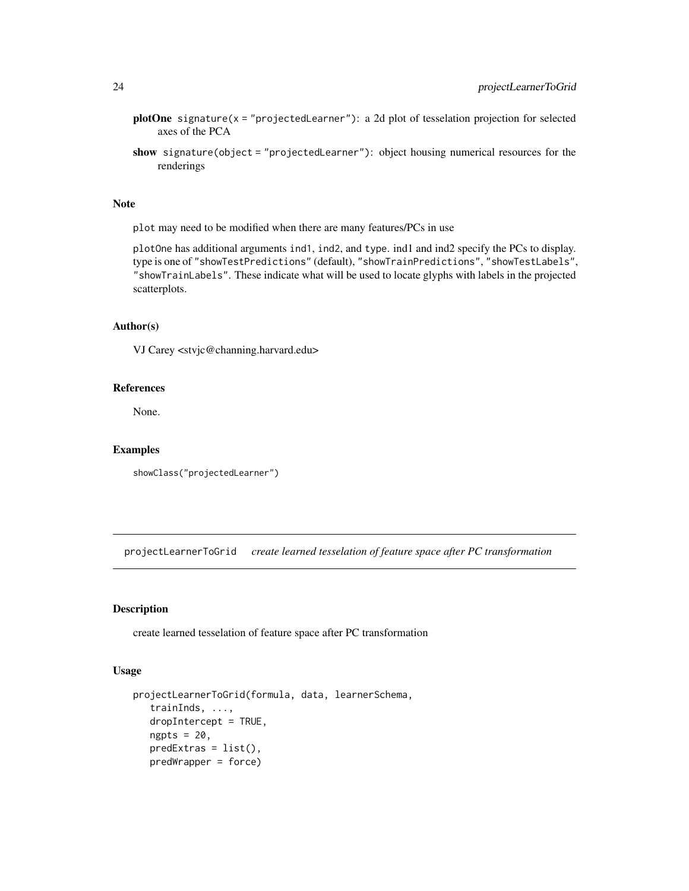**plotOne** `signature(x = "projectedLearner")`: a 2d plot of tesselation projection for selected axes of the PCA

**show** `signature(object = "projectedLearner")`: object housing numerical resources for the renderings

## Note

`plot` may need to be modified when there are many features/PCs in use

`plotOne` has additional arguments `ind1`, `ind2`, and `type`. ind1 and ind2 specify the PCs to display. type is one of `"showTestPredictions"` (default), `"showTrainPredictions"`, `"showTestLabels"`, `"showTrainLabels"`. These indicate what will be used to locate glyphs with labels in the projected scatterplots.

## Author(s)

VJ Carey <stvjc@channing.harvard.edu>

## References

None.

## Examples

```
showClass("projectedLearner")
```

---

# projectLearnerToGrid *create learned tesselation of feature space after PC transformation*

## Description

create learned tesselation of feature space after PC transformation

## Usage

```
projectLearnerToGrid(formula, data, learnerSchema,
   trainInds, ...,
   dropIntercept = TRUE,
   ngpts = 20,
   predExtras = list(),
   predWrapper = force)
```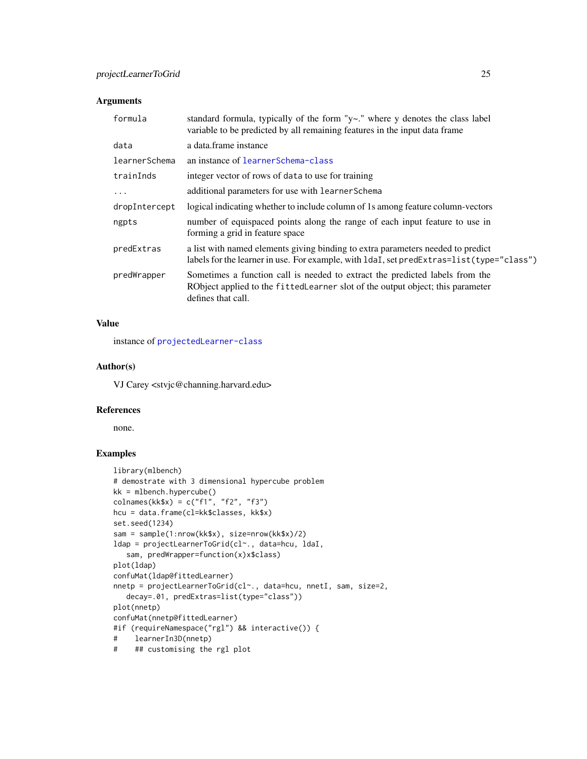## Arguments

| | |
|---|---|
| formula | standard formula, typically of the form "y~." where y denotes the class label variable to be predicted by all remaining features in the input data frame |
| data | a data.frame instance |
| learnerSchema | an instance of learnerSchema-class |
| trainInds | integer vector of rows of data to use for training |
| ... | additional parameters for use with learnerSchema |
| dropIntercept | logical indicating whether to include column of 1s among feature column-vectors |
| ngpts | number of equispaced points along the range of each input feature to use in forming a grid in feature space |
| predExtras | a list with named elements giving binding to extra parameters needed to predict labels for the learner in use. For example, with ldaI, set predExtras=list(type="class") |
| predWrapper | Sometimes a function call is needed to extract the predicted labels from the RObject applied to the fittedLearner slot of the output object; this parameter defines that call. |

## Value

instance of projectedLearner-class

## Author(s)

VJ Carey <stvjc@channing.harvard.edu>

## References

none.

## Examples

```
library(mlbench)
# demostrate with 3 dimensional hypercube problem
kk = mlbench.hypercube()
colnames(kk$x) = c("f1", "f2", "f3")
hcu = data.frame(cl=kk$classes, kk$x)
set.seed(1234)
sam = sample(1:nrow(kk$x), size=nrow(kk$x)/2)
ldap = projectLearnerToGrid(cl~., data=hcu, ldaI,
   sam, predWrapper=function(x)x$class)
plot(ldap)
confuMat(ldap@fittedLearner)
nnetp = projectLearnerToGrid(cl~., data=hcu, nnetI, sam, size=2,
   decay=.01, predExtras=list(type="class"))
plot(nnetp)
confuMat(nnetp@fittedLearner)
#if (requireNamespace("rgl") && interactive()) {
#    learnerIn3D(nnetp)
#    ## customising the rgl plot
```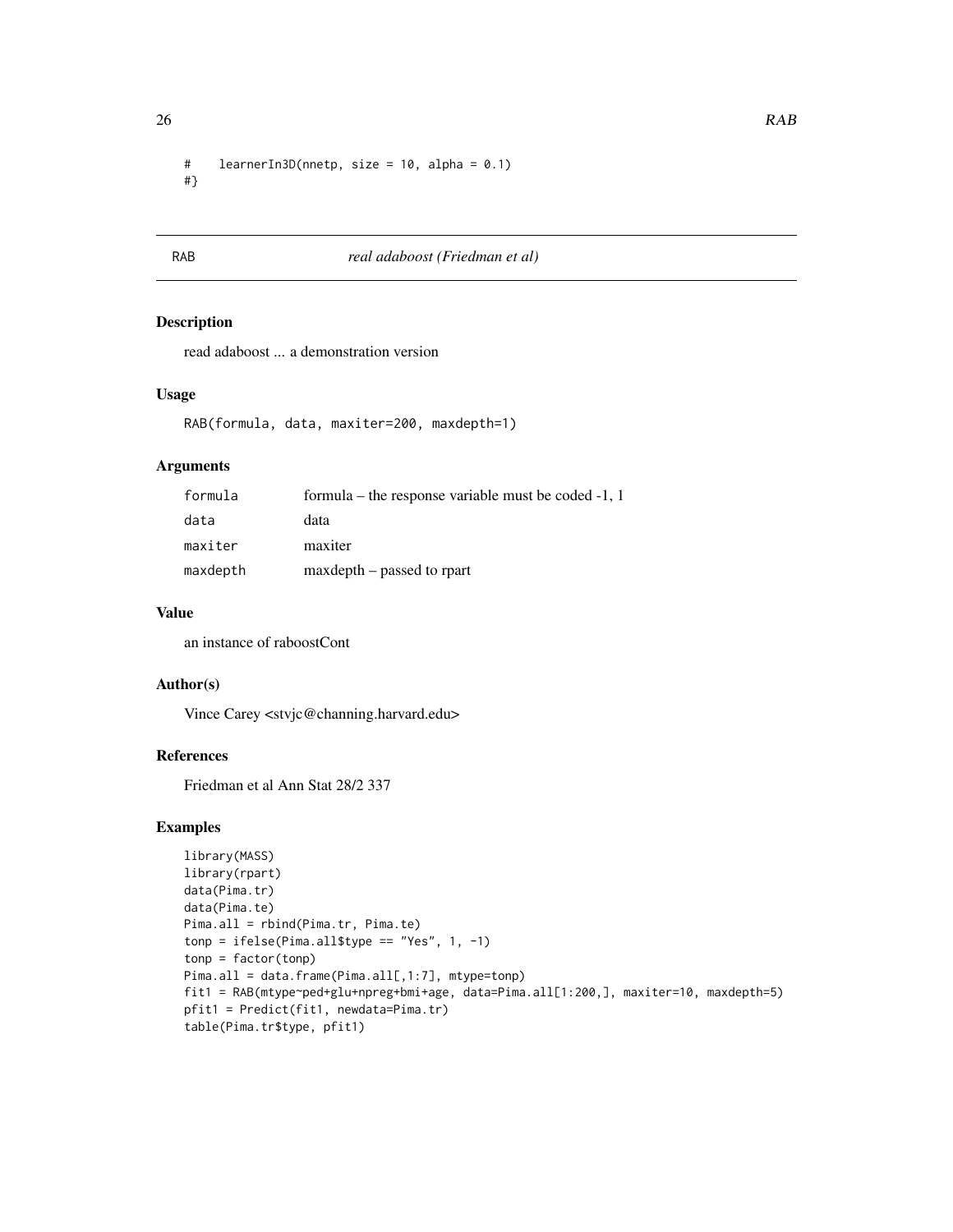```
#    learnerIn3D(nnetp, size = 10, alpha = 0.1)
#}
```

---

## RAB *real adaboost (Friedman et al)*

### Description

read adaboost ... a demonstration version

### Usage

```
RAB(formula, data, maxiter=200, maxdepth=1)
```

### Arguments

| | |
|---|---|
| `formula` | formula – the response variable must be coded -1, 1 |
| `data` | data |
| `maxiter` | maxiter |
| `maxdepth` | maxdepth – passed to rpart |

### Value

an instance of raboostCont

### Author(s)

Vince Carey <stvjc@channing.harvard.edu>

### References

Friedman et al Ann Stat 28/2 337

### Examples

```
library(MASS)
library(rpart)
data(Pima.tr)
data(Pima.te)
Pima.all = rbind(Pima.tr, Pima.te)
tonp = ifelse(Pima.all$type == "Yes", 1, -1)
tonp = factor(tonp)
Pima.all = data.frame(Pima.all[,1:7], mtype=tonp)
fit1 = RAB(mtype~ped+glu+npreg+bmi+age, data=Pima.all[1:200,], maxiter=10, maxdepth=5)
pfit1 = Predict(fit1, newdata=Pima.tr)
table(Pima.tr$type, pfit1)
```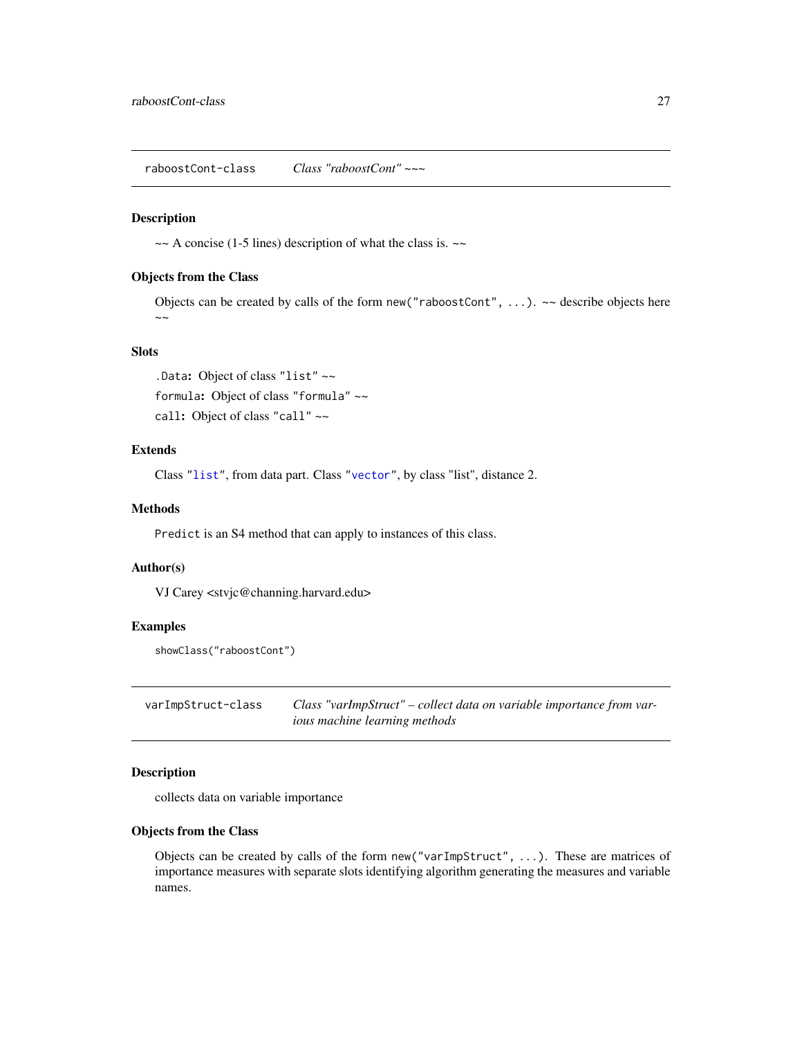## raboostCont-class *Class "raboostCont" ~~~*

### Description

~~ A concise (1-5 lines) description of what the class is. ~~

### Objects from the Class

Objects can be created by calls of the form `new("raboostCont", ...)`. ~~ describe objects here ~~

### Slots

`.Data`: Object of class `"list"` ~~

`formula`: Object of class `"formula"` ~~

`call`: Object of class `"call"` ~~

### Extends

Class `"list"`, from data part. Class `"vector"`, by class "list", distance 2.

### Methods

`Predict` is an S4 method that can apply to instances of this class.

### Author(s)

VJ Carey <stvjc@channing.harvard.edu>

### Examples

```
showClass("raboostCont")
```

## varImpStruct-class *Class "varImpStruct" – collect data on variable importance from various machine learning methods*

### Description

collects data on variable importance

### Objects from the Class

Objects can be created by calls of the form `new("varImpStruct", ...)`. These are matrices of importance measures with separate slots identifying algorithm generating the measures and variable names.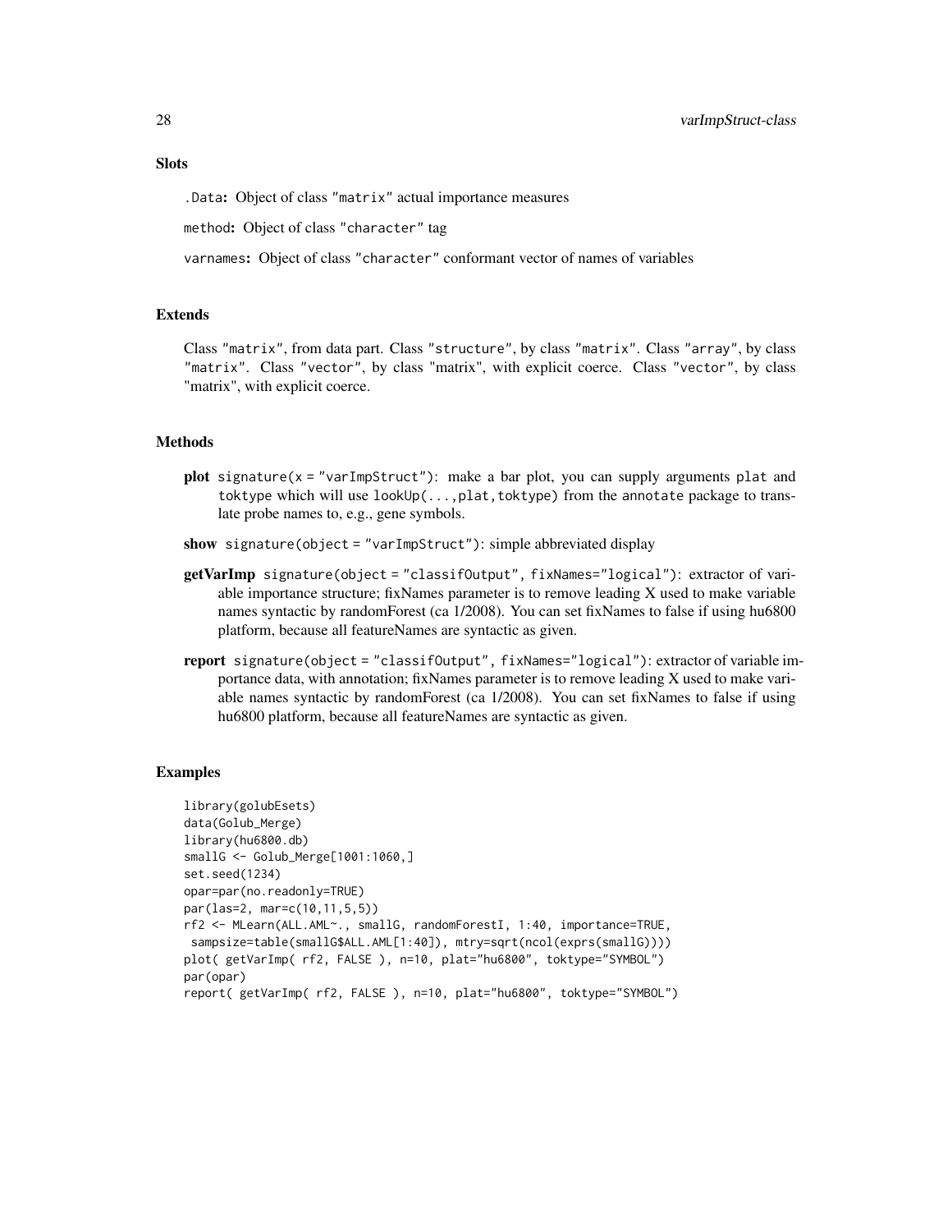## Slots

`.Data`: Object of class "matrix" actual importance measures

`method`: Object of class "character" tag

`varnames`: Object of class "character" conformant vector of names of variables

## Extends

Class "matrix", from data part. Class "structure", by class "matrix". Class "array", by class "matrix". Class "vector", by class "matrix", with explicit coerce. Class "vector", by class "matrix", with explicit coerce.

## Methods

**plot** `signature(x = "varImpStruct")`: make a bar plot, you can supply arguments `plat` and `toktype` which will use `lookUp(...,plat,toktype)` from the `annotate` package to translate probe names to, e.g., gene symbols.

**show** `signature(object = "varImpStruct")`: simple abbreviated display

**getVarImp** `signature(object = "classifOutput", fixNames="logical")`: extractor of variable importance structure; fixNames parameter is to remove leading X used to make variable names syntactic by randomForest (ca 1/2008). You can set fixNames to false if using hu6800 platform, because all featureNames are syntactic as given.

**report** `signature(object = "classifOutput", fixNames="logical")`: extractor of variable importance data, with annotation; fixNames parameter is to remove leading X used to make variable names syntactic by randomForest (ca 1/2008). You can set fixNames to false if using hu6800 platform, because all featureNames are syntactic as given.

## Examples

```
library(golubEsets)
data(Golub_Merge)
library(hu6800.db)
smallG <- Golub_Merge[1001:1060,]
set.seed(1234)
opar=par(no.readonly=TRUE)
par(las=2, mar=c(10,11,5,5))
rf2 <- MLearn(ALL.AML~., smallG, randomForestI, 1:40, importance=TRUE,
 sampsize=table(smallG$ALL.AML[1:40]), mtry=sqrt(ncol(exprs(smallG))))
plot( getVarImp( rf2, FALSE ), n=10, plat="hu6800", toktype="SYMBOL")
par(opar)
report( getVarImp( rf2, FALSE ), n=10, plat="hu6800", toktype="SYMBOL")
```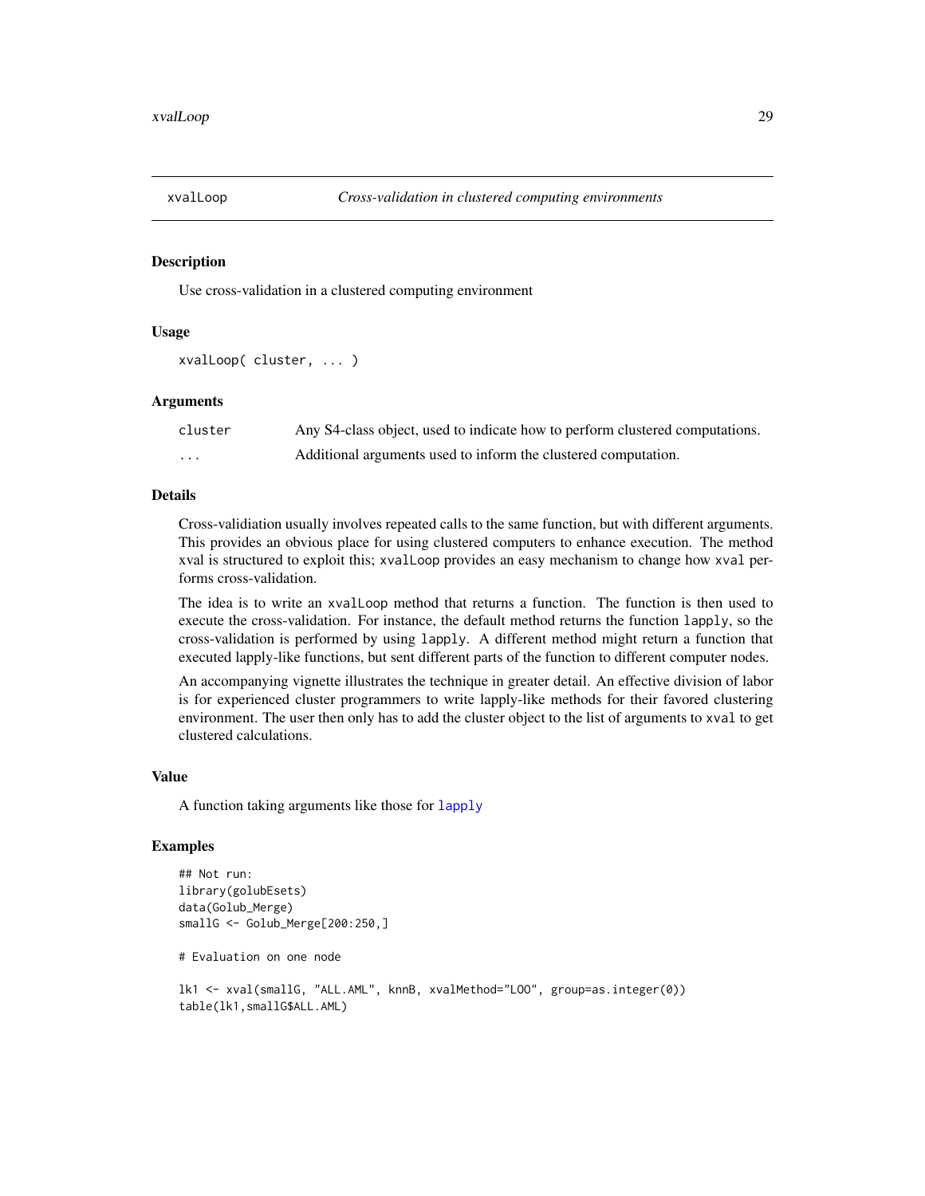## xvalLoop *Cross-validation in clustered computing environments*

### Description

Use cross-validation in a clustered computing environment

### Usage

```
xvalLoop( cluster, ... )
```

### Arguments

| | |
|---|---|
| cluster | Any S4-class object, used to indicate how to perform clustered computations. |
| ... | Additional arguments used to inform the clustered computation. |

### Details

Cross-validiation usually involves repeated calls to the same function, but with different arguments. This provides an obvious place for using clustered computers to enhance execution. The method xval is structured to exploit this; xvalLoop provides an easy mechanism to change how xval performs cross-validation.

The idea is to write an xvalLoop method that returns a function. The function is then used to execute the cross-validation. For instance, the default method returns the function lapply, so the cross-validation is performed by using lapply. A different method might return a function that executed lapply-like functions, but sent different parts of the function to different computer nodes.

An accompanying vignette illustrates the technique in greater detail. An effective division of labor is for experienced cluster programmers to write lapply-like methods for their favored clustering environment. The user then only has to add the cluster object to the list of arguments to xval to get clustered calculations.

### Value

A function taking arguments like those for lapply

### Examples

```
## Not run:
library(golubEsets)
data(Golub_Merge)
smallG <- Golub_Merge[200:250,]

# Evaluation on one node

lk1 <- xval(smallG, "ALL.AML", knnB, xvalMethod="LOO", group=as.integer(0))
table(lk1,smallG$ALL.AML)
```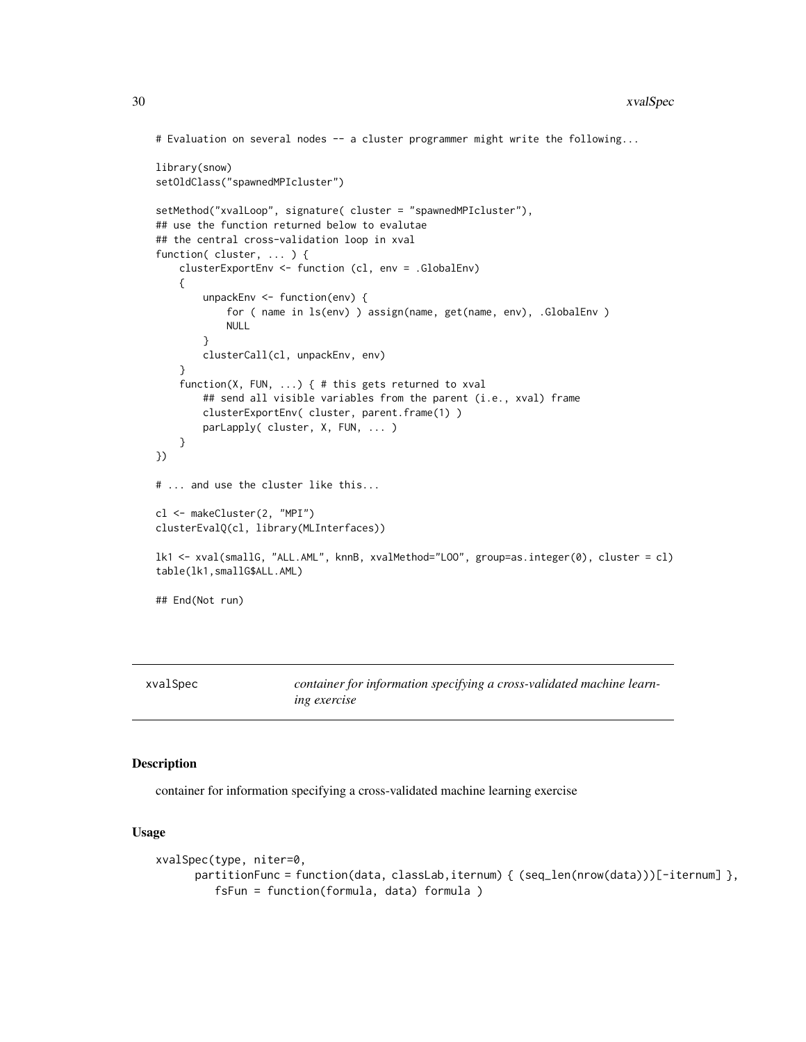```
# Evaluation on several nodes -- a cluster programmer might write the following...

library(snow)
setOldClass("spawnedMPIcluster")

setMethod("xvalLoop", signature( cluster = "spawnedMPIcluster"),
## use the function returned below to evalutae
## the central cross-validation loop in xval
function( cluster, ... ) {
    clusterExportEnv <- function (cl, env = .GlobalEnv)
    {
        unpackEnv <- function(env) {
            for ( name in ls(env) ) assign(name, get(name, env), .GlobalEnv )
            NULL
        }
        clusterCall(cl, unpackEnv, env)
    }
    function(X, FUN, ...) { # this gets returned to xval
        ## send all visible variables from the parent (i.e., xval) frame
        clusterExportEnv( cluster, parent.frame(1) )
        parLapply( cluster, X, FUN, ... )
    }
})

# ... and use the cluster like this...

cl <- makeCluster(2, "MPI")
clusterEvalQ(cl, library(MLInterfaces))

lk1 <- xval(smallG, "ALL.AML", knnB, xvalMethod="LOO", group=as.integer(0), cluster = cl)
table(lk1,smallG$ALL.AML)

## End(Not run)
```

## xvalSpec — *container for information specifying a cross-validated machine learning exercise*

### Description

container for information specifying a cross-validated machine learning exercise

### Usage

```
xvalSpec(type, niter=0,
      partitionFunc = function(data, classLab,iternum) { (seq_len(nrow(data)))[-iternum] },
         fsFun = function(formula, data) formula )
```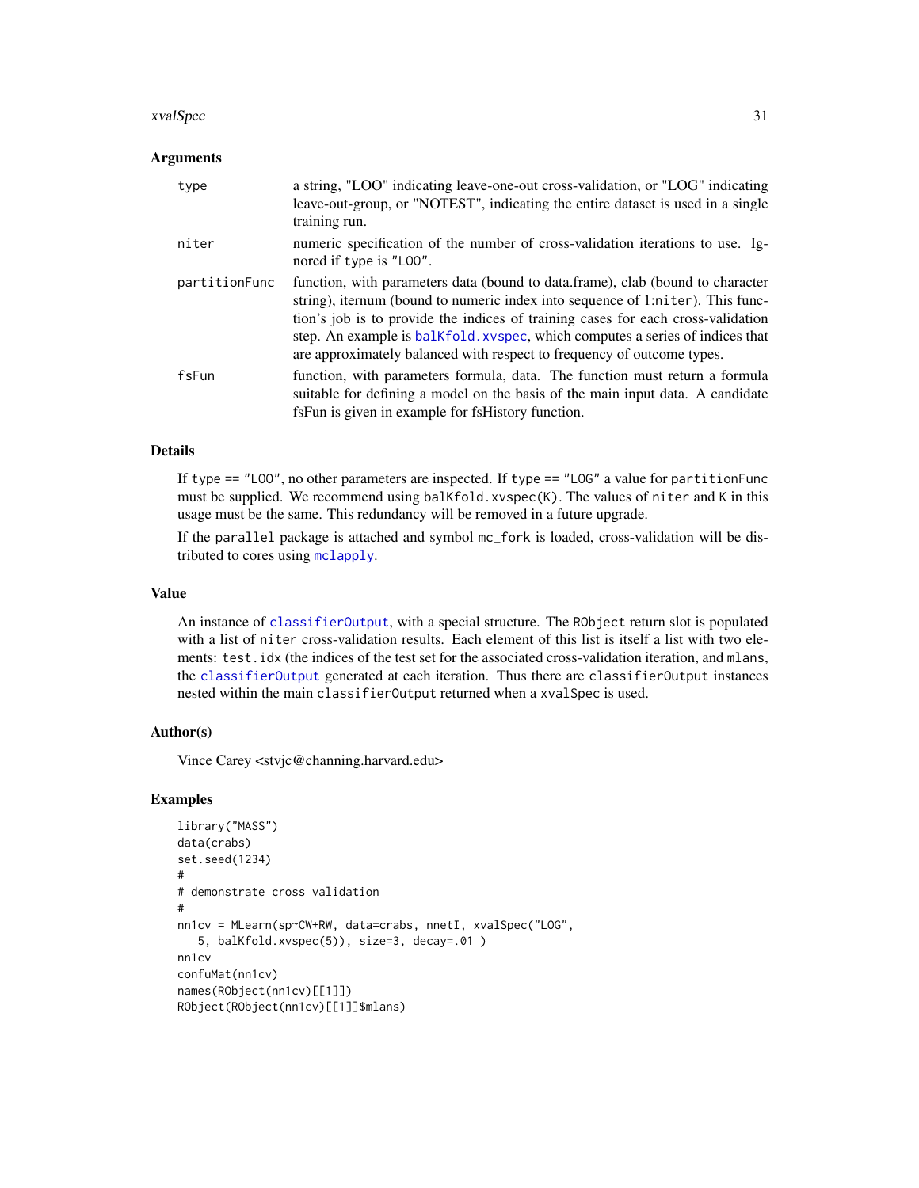## Arguments

| | |
|---|---|
| `type` | a string, "LOO" indicating leave-one-out cross-validation, or "LOG" indicating leave-out-group, or "NOTEST", indicating the entire dataset is used in a single training run. |
| `niter` | numeric specification of the number of cross-validation iterations to use. Ignored if type is "LOO". |
| `partitionFunc` | function, with parameters data (bound to data.frame), clab (bound to character string), iternum (bound to numeric index into sequence of 1:niter). This function's job is to provide the indices of training cases for each cross-validation step. An example is balKfold.xvspec, which computes a series of indices that are approximately balanced with respect to frequency of outcome types. |
| `fsFun` | function, with parameters formula, data. The function must return a formula suitable for defining a model on the basis of the main input data. A candidate fsFun is given in example for fsHistory function. |

## Details

If type == "LOO", no other parameters are inspected. If type == "LOG" a value for partitionFunc must be supplied. We recommend using balKfold.xvspec(K). The values of niter and K in this usage must be the same. This redundancy will be removed in a future upgrade.

If the parallel package is attached and symbol mc_fork is loaded, cross-validation will be distributed to cores using mclapply.

## Value

An instance of classifierOutput, with a special structure. The RObject return slot is populated with a list of niter cross-validation results. Each element of this list is itself a list with two elements: test.idx (the indices of the test set for the associated cross-validation iteration, and mlans, the classifierOutput generated at each iteration. Thus there are classifierOutput instances nested within the main classifierOutput returned when a xvalSpec is used.

## Author(s)

Vince Carey <stvjc@channing.harvard.edu>

## Examples

```
library("MASS")
data(crabs)
set.seed(1234)
#
# demonstrate cross validation
#
nn1cv = MLearn(sp~CW+RW, data=crabs, nnetI, xvalSpec("LOG",
   5, balKfold.xvspec(5)), size=3, decay=.01 )
nn1cv
confuMat(nn1cv)
names(RObject(nn1cv)[[1]])
RObject(RObject(nn1cv)[[1]]$mlans)
```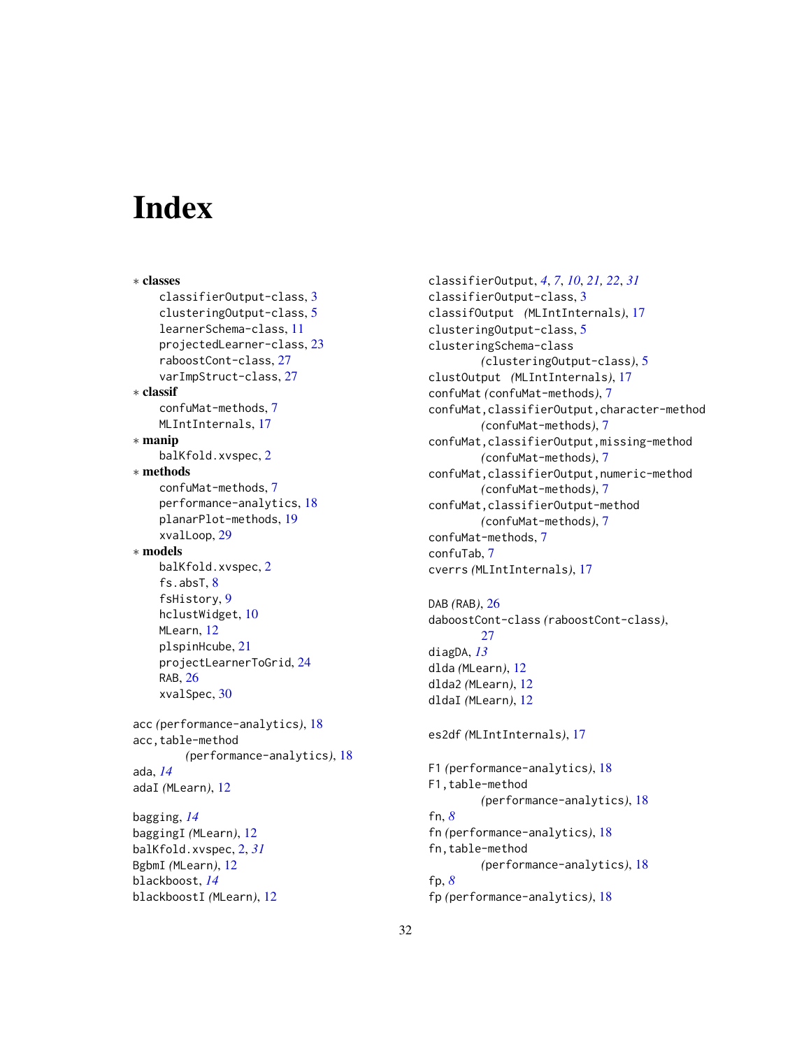# Index

∗ **classes**
- classifierOutput-class, 3
- clusteringOutput-class, 5
- learnerSchema-class, 11
- projectedLearner-class, 23
- raboostCont-class, 27
- varImpStruct-class, 27

∗ **classif**
- confuMat-methods, 7
- MLIntInternals, 17

∗ **manip**
- balKfold.xvspec, 2

∗ **methods**
- confuMat-methods, 7
- performance-analytics, 18
- planarPlot-methods, 19
- xvalLoop, 29

∗ **models**
- balKfold.xvspec, 2
- fs.absT, 8
- fsHistory, 9
- hclustWidget, 10
- MLearn, 12
- plspinHcube, 21
- projectLearnerToGrid, 24
- RAB, 26
- xvalSpec, 30

acc *(performance-analytics)*, 18
acc,table-method *(performance-analytics)*, 18
ada, *14*
adaI *(MLearn)*, 12

bagging, *14*
baggingI *(MLearn)*, 12
balKfold.xvspec, 2, *31*
BgbmI *(MLearn)*, 12
blackboost, *14*
blackboostI *(MLearn)*, 12

classifierOutput, *4*, *7*, *10*, *21*, *22*, *31*
classifierOutput-class, 3
classifOutput *(MLIntInternals)*, 17
clusteringOutput-class, 5
clusteringSchema-class *(clusteringOutput-class)*, 5
clustOutput *(MLIntInternals)*, 17
confuMat *(confuMat-methods)*, 7
confuMat,classifierOutput,character-method *(confuMat-methods)*, 7
confuMat,classifierOutput,missing-method *(confuMat-methods)*, 7
confuMat,classifierOutput,numeric-method *(confuMat-methods)*, 7
confuMat,classifierOutput-method *(confuMat-methods)*, 7
confuMat-methods, 7
confuTab, 7
cverrs *(MLIntInternals)*, 17

DAB *(RAB)*, 26
daboostCont-class *(raboostCont-class)*, 27
diagDA, *13*
dlda *(MLearn)*, 12
dlda2 *(MLearn)*, 12
dldaI *(MLearn)*, 12

es2df *(MLIntInternals)*, 17

F1 *(performance-analytics)*, 18
F1,table-method *(performance-analytics)*, 18
fn, *8*
fn *(performance-analytics)*, 18
fn,table-method *(performance-analytics)*, 18
fp, *8*
fp *(performance-analytics)*, 18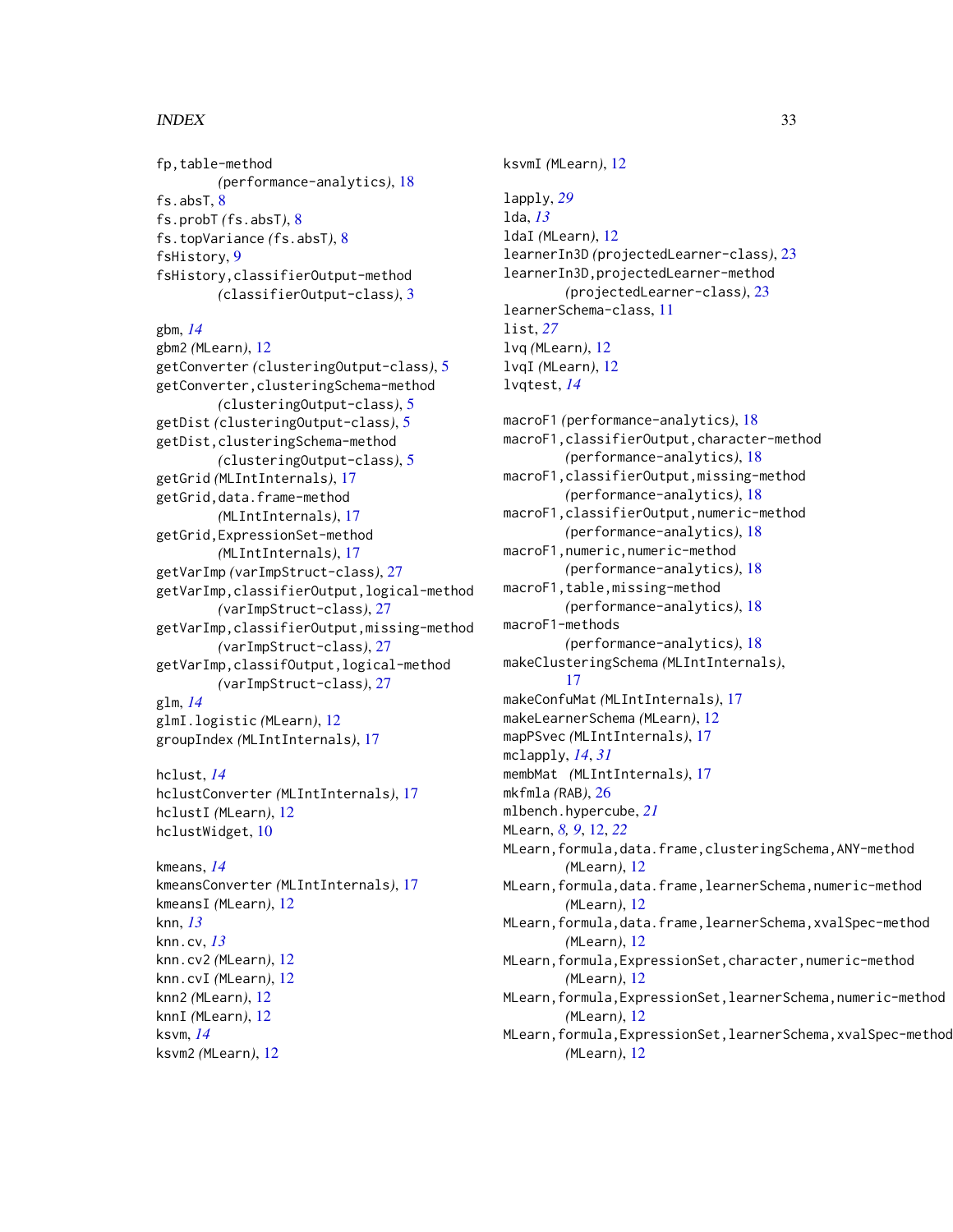fp,table-method
  *(performance-analytics)*, 18
fs.absT, 8
fs.probT *(fs.absT)*, 8
fs.topVariance *(fs.absT)*, 8
fsHistory, 9
fsHistory,classifierOutput-method
  *(classifierOutput-class)*, 3

gbm, *14*
gbm2 *(MLearn)*, 12
getConverter *(clusteringOutput-class)*, 5
getConverter,clusteringSchema-method
  *(clusteringOutput-class)*, 5
getDist *(clusteringOutput-class)*, 5
getDist,clusteringSchema-method
  *(clusteringOutput-class)*, 5
getGrid *(MLIntInternals)*, 17
getGrid,data.frame-method
  *(MLIntInternals)*, 17
getGrid,ExpressionSet-method
  *(MLIntInternals)*, 17
getVarImp *(varImpStruct-class)*, 27
getVarImp,classifierOutput,logical-method
  *(varImpStruct-class)*, 27
getVarImp,classifierOutput,missing-method
  *(varImpStruct-class)*, 27
getVarImp,classifOutput,logical-method
  *(varImpStruct-class)*, 27
glm, *14*
glmI.logistic *(MLearn)*, 12
groupIndex *(MLIntInternals)*, 17

hclust, *14*
hclustConverter *(MLIntInternals)*, 17
hclustI *(MLearn)*, 12
hclustWidget, 10

kmeans, *14*
kmeansConverter *(MLIntInternals)*, 17
kmeansI *(MLearn)*, 12
knn, *13*
knn.cv, *13*
knn.cv2 *(MLearn)*, 12
knn.cvI *(MLearn)*, 12
knn2 *(MLearn)*, 12
knnI *(MLearn)*, 12
ksvm, *14*
ksvm2 *(MLearn)*, 12
ksvmI *(MLearn)*, 12

lapply, *29*
lda, *13*
ldaI *(MLearn)*, 12
learnerIn3D *(projectedLearner-class)*, 23
learnerIn3D,projectedLearner-method
  *(projectedLearner-class)*, 23
learnerSchema-class, 11
list, *27*
lvq *(MLearn)*, 12
lvqI *(MLearn)*, 12
lvqtest, *14*

macroF1 *(performance-analytics)*, 18
macroF1,classifierOutput,character-method
  *(performance-analytics)*, 18
macroF1,classifierOutput,missing-method
  *(performance-analytics)*, 18
macroF1,classifierOutput,numeric-method
  *(performance-analytics)*, 18
macroF1,numeric,numeric-method
  *(performance-analytics)*, 18
macroF1,table,missing-method
  *(performance-analytics)*, 18
macroF1-methods
  *(performance-analytics)*, 18
makeClusteringSchema *(MLIntInternals)*,
  17
makeConfuMat *(MLIntInternals)*, 17
makeLearnerSchema *(MLearn)*, 12
mapPSvec *(MLIntInternals)*, 17
mclapply, *14*, *31*
membMat *(MLIntInternals)*, 17
mkfmla *(RAB)*, 26
mlbench.hypercube, *21*
MLearn, *8*, *9*, 12, *22*
MLearn,formula,data.frame,clusteringSchema,ANY-method
  *(MLearn)*, 12
MLearn,formula,data.frame,learnerSchema,numeric-method
  *(MLearn)*, 12
MLearn,formula,data.frame,learnerSchema,xvalSpec-method
  *(MLearn)*, 12
MLearn,formula,ExpressionSet,character,numeric-method
  *(MLearn)*, 12
MLearn,formula,ExpressionSet,learnerSchema,numeric-method
  *(MLearn)*, 12
MLearn,formula,ExpressionSet,learnerSchema,xvalSpec-method
  *(MLearn)*, 12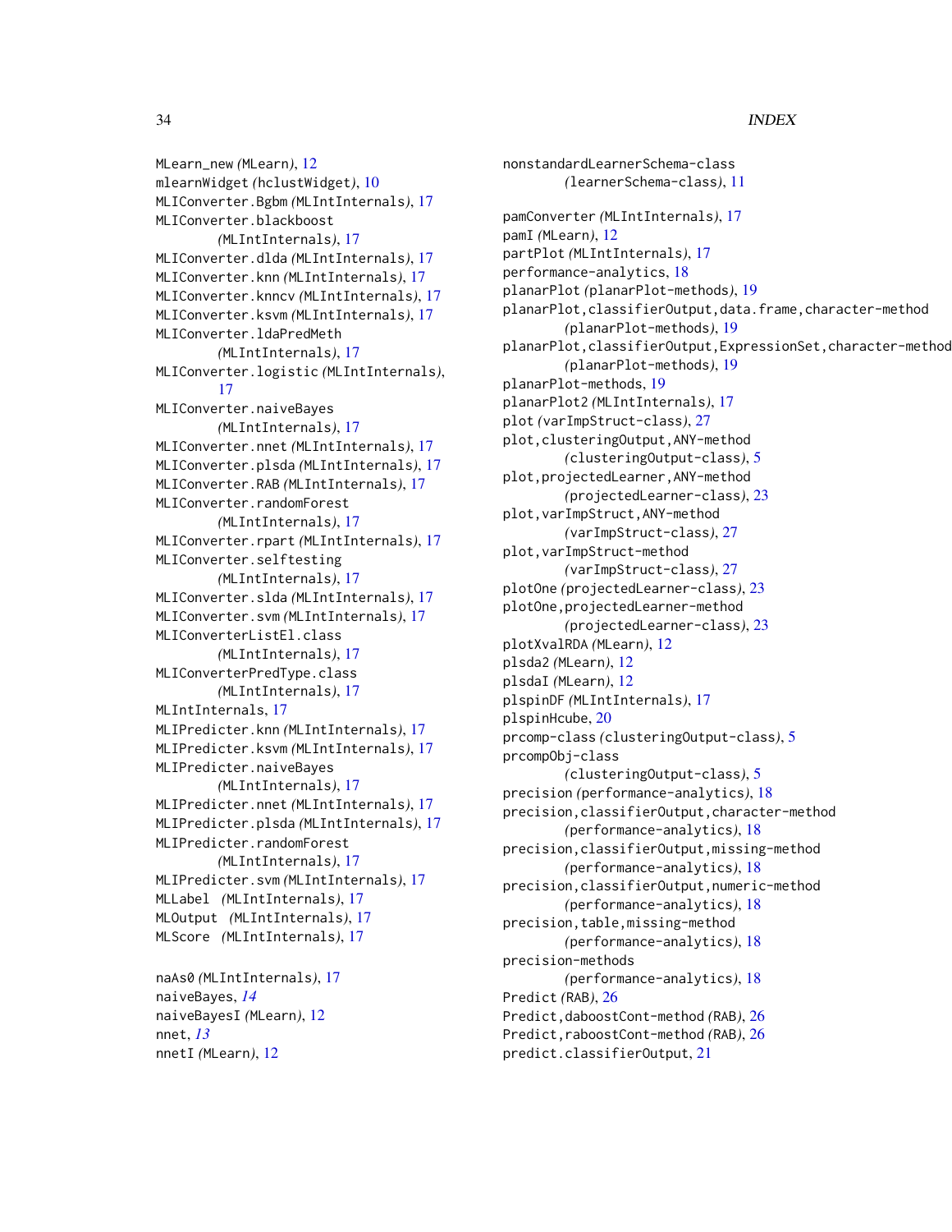MLearn_new *(MLearn)*, 12
mlearnWidget *(hclustWidget)*, 10
MLIConverter.Bgbm *(MLIntInternals)*, 17
MLIConverter.blackboost *(MLIntInternals)*, 17
MLIConverter.dlda *(MLIntInternals)*, 17
MLIConverter.knn *(MLIntInternals)*, 17
MLIConverter.knncv *(MLIntInternals)*, 17
MLIConverter.ksvm *(MLIntInternals)*, 17
MLIConverter.ldaPredMeth *(MLIntInternals)*, 17
MLIConverter.logistic *(MLIntInternals)*, 17
MLIConverter.naiveBayes *(MLIntInternals)*, 17
MLIConverter.nnet *(MLIntInternals)*, 17
MLIConverter.plsda *(MLIntInternals)*, 17
MLIConverter.RAB *(MLIntInternals)*, 17
MLIConverter.randomForest *(MLIntInternals)*, 17
MLIConverter.rpart *(MLIntInternals)*, 17
MLIConverter.selftesting *(MLIntInternals)*, 17
MLIConverter.slda *(MLIntInternals)*, 17
MLIConverter.svm *(MLIntInternals)*, 17
MLIConverterListEl.class *(MLIntInternals)*, 17
MLIConverterPredType.class *(MLIntInternals)*, 17
MLIntInternals, 17
MLIPredicter.knn *(MLIntInternals)*, 17
MLIPredicter.ksvm *(MLIntInternals)*, 17
MLIPredicter.naiveBayes *(MLIntInternals)*, 17
MLIPredicter.nnet *(MLIntInternals)*, 17
MLIPredicter.plsda *(MLIntInternals)*, 17
MLIPredicter.randomForest *(MLIntInternals)*, 17
MLIPredicter.svm *(MLIntInternals)*, 17
MLLabel *(MLIntInternals)*, 17
MLOutput *(MLIntInternals)*, 17
MLScore *(MLIntInternals)*, 17

naAs0 *(MLIntInternals)*, 17
naiveBayes, *14*
naiveBayesI *(MLearn)*, 12
nnet, *13*
nnetI *(MLearn)*, 12
nonstandardLearnerSchema-class *(learnerSchema-class)*, 11

pamConverter *(MLIntInternals)*, 17
pamI *(MLearn)*, 12
partPlot *(MLIntInternals)*, 17
performance-analytics, 18
planarPlot *(planarPlot-methods)*, 19
planarPlot,classifierOutput,data.frame,character-method *(planarPlot-methods)*, 19
planarPlot,classifierOutput,ExpressionSet,character-method *(planarPlot-methods)*, 19
planarPlot-methods, 19
planarPlot2 *(MLIntInternals)*, 17
plot *(varImpStruct-class)*, 27
plot,clusteringOutput,ANY-method *(clusteringOutput-class)*, 5
plot,projectedLearner,ANY-method *(projectedLearner-class)*, 23
plot,varImpStruct,ANY-method *(varImpStruct-class)*, 27
plot,varImpStruct-method *(varImpStruct-class)*, 27
plotOne *(projectedLearner-class)*, 23
plotOne,projectedLearner-method *(projectedLearner-class)*, 23
plotXvalRDA *(MLearn)*, 12
plsda2 *(MLearn)*, 12
plsdaI *(MLearn)*, 12
plspinDF *(MLIntInternals)*, 17
plspinHcube, 20
prcomp-class *(clusteringOutput-class)*, 5
prcompObj-class *(clusteringOutput-class)*, 5
precision *(performance-analytics)*, 18
precision,classifierOutput,character-method *(performance-analytics)*, 18
precision,classifierOutput,missing-method *(performance-analytics)*, 18
precision,classifierOutput,numeric-method *(performance-analytics)*, 18
precision,table,missing-method *(performance-analytics)*, 18
precision-methods *(performance-analytics)*, 18
Predict *(RAB)*, 26
Predict,daboostCont-method *(RAB)*, 26
Predict,raboostCont-method *(RAB)*, 26
predict.classifierOutput, 21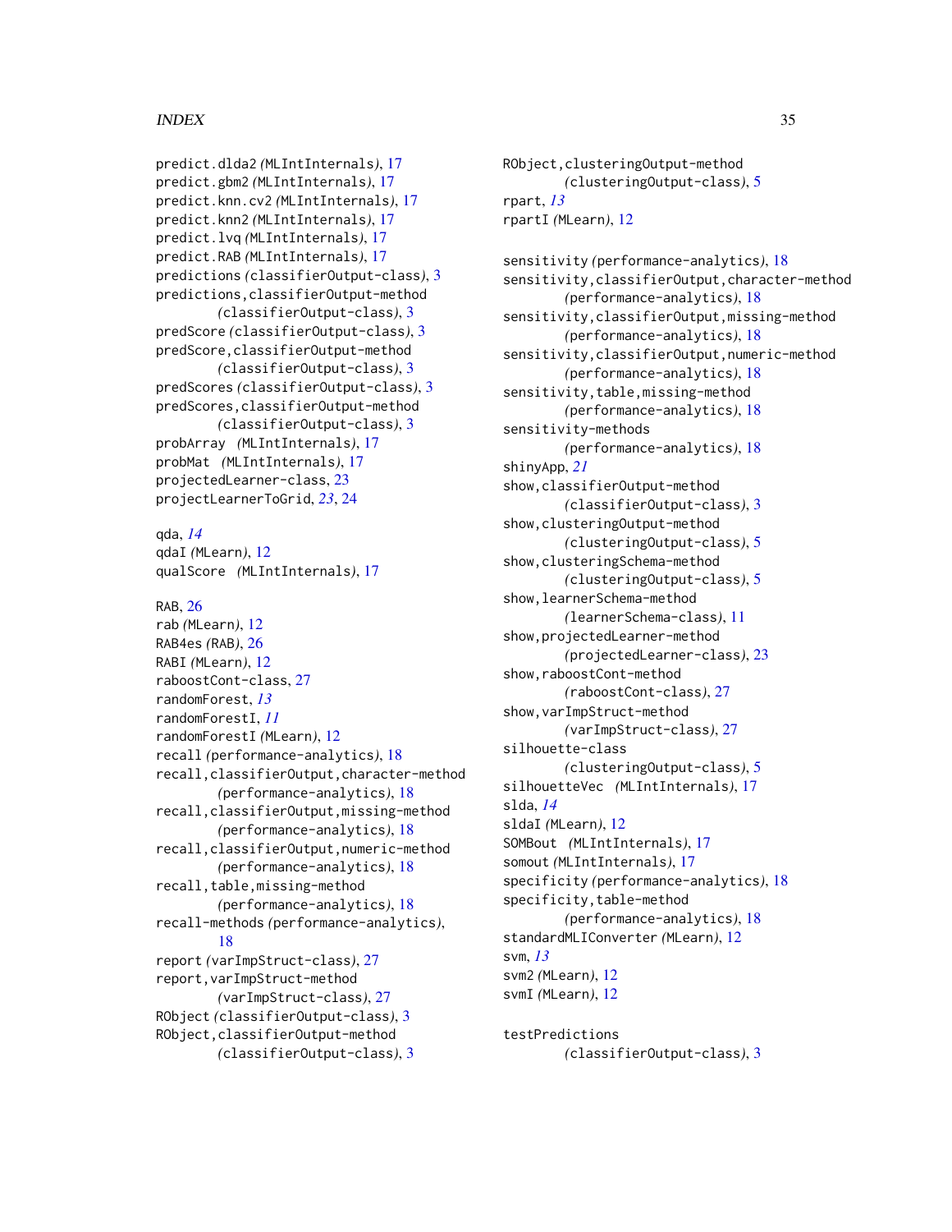predict.dlda2 *(MLIntInternals)*, 17
predict.gbm2 *(MLIntInternals)*, 17
predict.knn.cv2 *(MLIntInternals)*, 17
predict.knn2 *(MLIntInternals)*, 17
predict.lvq *(MLIntInternals)*, 17
predict.RAB *(MLIntInternals)*, 17
predictions *(classifierOutput-class)*, 3
predictions,classifierOutput-method *(classifierOutput-class)*, 3
predScore *(classifierOutput-class)*, 3
predScore,classifierOutput-method *(classifierOutput-class)*, 3
predScores *(classifierOutput-class)*, 3
predScores,classifierOutput-method *(classifierOutput-class)*, 3
probArray *(MLIntInternals)*, 17
probMat *(MLIntInternals)*, 17
projectedLearner-class, 23
projectLearnerToGrid, *23*, 24

qda, *14*
qdaI *(MLearn)*, 12
qualScore *(MLIntInternals)*, 17

RAB, 26
rab *(MLearn)*, 12
RAB4es *(RAB)*, 26
RABI *(MLearn)*, 12
raboostCont-class, 27
randomForest, *13*
randomForestI, *11*
randomForestI *(MLearn)*, 12
recall *(performance-analytics)*, 18
recall,classifierOutput,character-method *(performance-analytics)*, 18
recall,classifierOutput,missing-method *(performance-analytics)*, 18
recall,classifierOutput,numeric-method *(performance-analytics)*, 18
recall,table,missing-method *(performance-analytics)*, 18
recall-methods *(performance-analytics)*, 18
report *(varImpStruct-class)*, 27
report,varImpStruct-method *(varImpStruct-class)*, 27
RObject *(classifierOutput-class)*, 3
RObject,classifierOutput-method *(classifierOutput-class)*, 3
RObject,clusteringOutput-method *(clusteringOutput-class)*, 5
rpart, *13*
rpartI *(MLearn)*, 12

sensitivity *(performance-analytics)*, 18
sensitivity,classifierOutput,character-method *(performance-analytics)*, 18
sensitivity,classifierOutput,missing-method *(performance-analytics)*, 18
sensitivity,classifierOutput,numeric-method *(performance-analytics)*, 18
sensitivity,table,missing-method *(performance-analytics)*, 18
sensitivity-methods *(performance-analytics)*, 18
shinyApp, *21*
show,classifierOutput-method *(classifierOutput-class)*, 3
show,clusteringOutput-method *(clusteringOutput-class)*, 5
show,clusteringSchema-method *(clusteringOutput-class)*, 5
show,learnerSchema-method *(learnerSchema-class)*, 11
show,projectedLearner-method *(projectedLearner-class)*, 23
show,raboostCont-method *(raboostCont-class)*, 27
show,varImpStruct-method *(varImpStruct-class)*, 27
silhouette-class *(clusteringOutput-class)*, 5
silhouetteVec *(MLIntInternals)*, 17
slda, *14*
sldaI *(MLearn)*, 12
SOMBout *(MLIntInternals)*, 17
somout *(MLIntInternals)*, 17
specificity *(performance-analytics)*, 18
specificity,table-method *(performance-analytics)*, 18
standardMLIConverter *(MLearn)*, 12
svm, *13*
svm2 *(MLearn)*, 12
svmI *(MLearn)*, 12

testPredictions *(classifierOutput-class)*, 3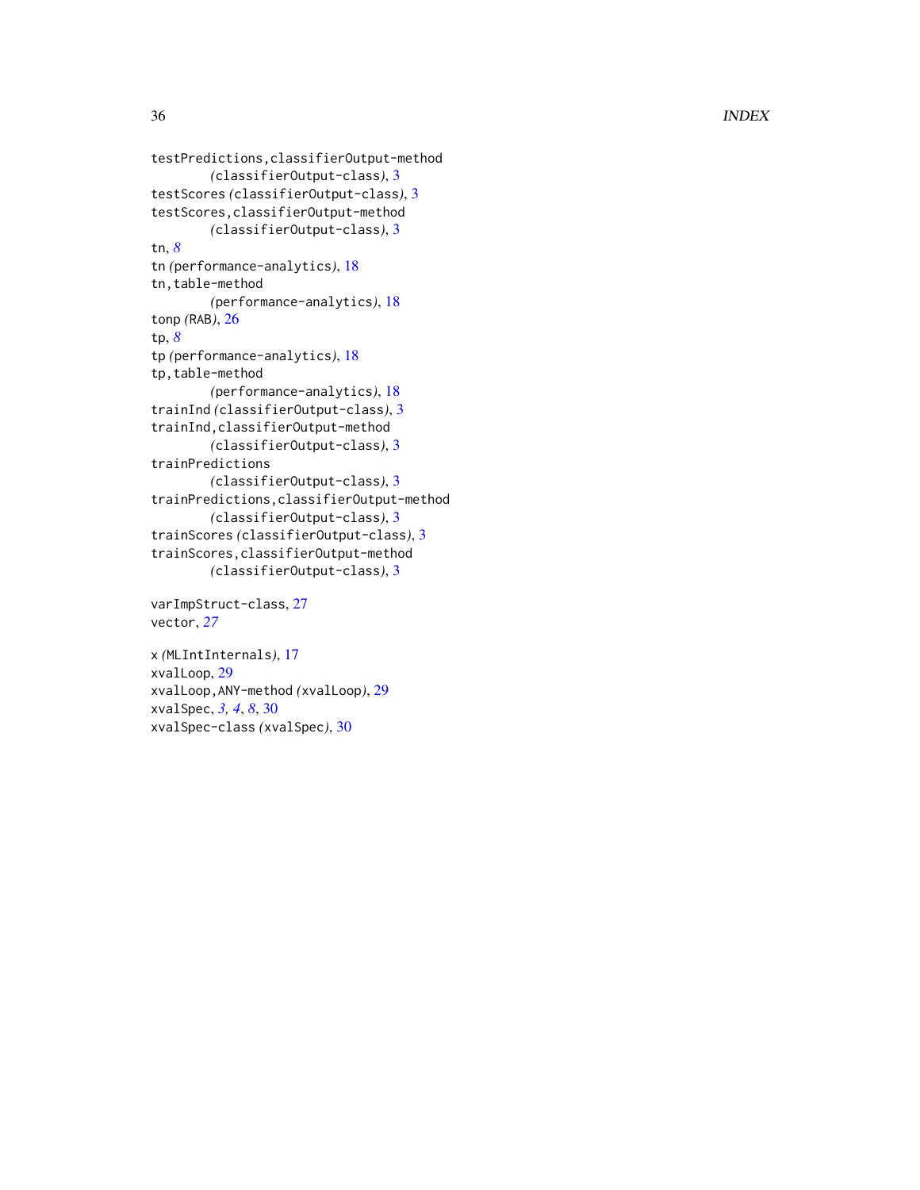testPredictions,classifierOutput-method
    *(*classifierOutput-class*)*, 3
testScores *(*classifierOutput-class*)*, 3
testScores,classifierOutput-method
    *(*classifierOutput-class*)*, 3
tn, *8*
tn *(*performance-analytics*)*, 18
tn,table-method
    *(*performance-analytics*)*, 18
tonp *(*RAB*)*, 26
tp, *8*
tp *(*performance-analytics*)*, 18
tp,table-method
    *(*performance-analytics*)*, 18
trainInd *(*classifierOutput-class*)*, 3
trainInd,classifierOutput-method
    *(*classifierOutput-class*)*, 3
trainPredictions
    *(*classifierOutput-class*)*, 3
trainPredictions,classifierOutput-method
    *(*classifierOutput-class*)*, 3
trainScores *(*classifierOutput-class*)*, 3
trainScores,classifierOutput-method
    *(*classifierOutput-class*)*, 3

varImpStruct-class, 27
vector, *27*

x *(*MLIntInternals*)*, 17
xvalLoop, 29
xvalLoop,ANY-method *(*xvalLoop*)*, 29
xvalSpec, *3, 4*, *8*, 30
xvalSpec-class *(*xvalSpec*)*, 30